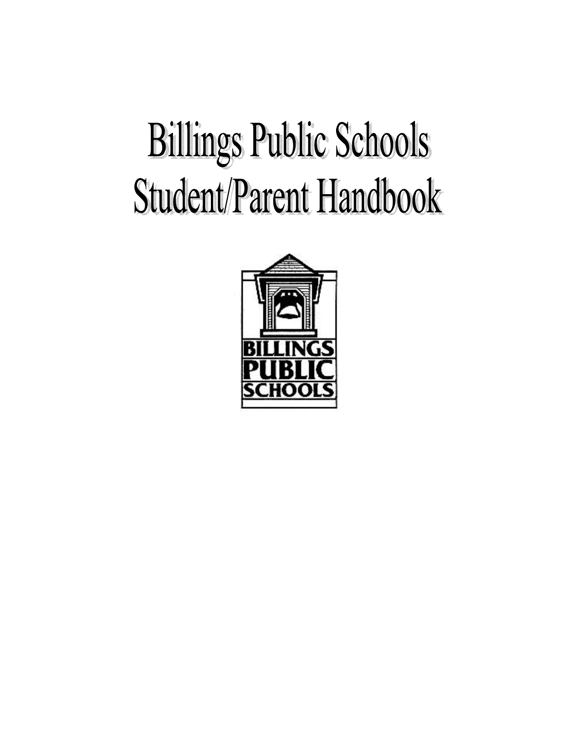# Billings Public Schools
# Student/Parent Handbook

BILLINGS
PUBLIC
SCHOOLS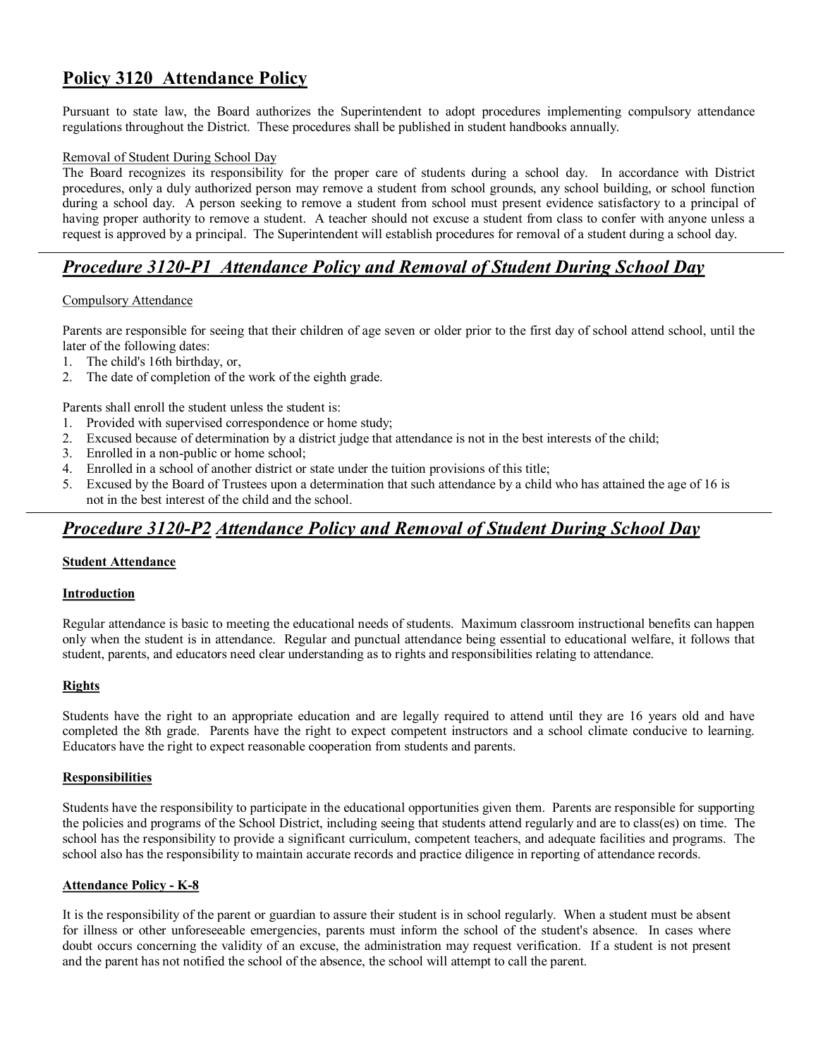## Policy 3120 Attendance Policy

Pursuant to state law, the Board authorizes the Superintendent to adopt procedures implementing compulsory attendance regulations throughout the District. These procedures shall be published in student handbooks annually.

Removal of Student During School Day

The Board recognizes its responsibility for the proper care of students during a school day. In accordance with District procedures, only a duly authorized person may remove a student from school grounds, any school building, or school function during a school day. A person seeking to remove a student from school must present evidence satisfactory to a principal of having proper authority to remove a student. A teacher should not excuse a student from class to confer with anyone unless a request is approved by a principal. The Superintendent will establish procedures for removal of a student during a school day.

---

## *Procedure 3120-P1 Attendance Policy and Removal of Student During School Day*

Compulsory Attendance

Parents are responsible for seeing that their children of age seven or older prior to the first day of school attend school, until the later of the following dates:

1. The child's 16th birthday, or,
2. The date of completion of the work of the eighth grade.

Parents shall enroll the student unless the student is:

1. Provided with supervised correspondence or home study;
2. Excused because of determination by a district judge that attendance is not in the best interests of the child;
3. Enrolled in a non-public or home school;
4. Enrolled in a school of another district or state under the tuition provisions of this title;
5. Excused by the Board of Trustees upon a determination that such attendance by a child who has attained the age of 16 is not in the best interest of the child and the school.

---

## *Procedure 3120-P2 Attendance Policy and Removal of Student During School Day*

**Student Attendance**

**Introduction**

Regular attendance is basic to meeting the educational needs of students. Maximum classroom instructional benefits can happen only when the student is in attendance. Regular and punctual attendance being essential to educational welfare, it follows that student, parents, and educators need clear understanding as to rights and responsibilities relating to attendance.

**Rights**

Students have the right to an appropriate education and are legally required to attend until they are 16 years old and have completed the 8th grade. Parents have the right to expect competent instructors and a school climate conducive to learning. Educators have the right to expect reasonable cooperation from students and parents.

**Responsibilities**

Students have the responsibility to participate in the educational opportunities given them. Parents are responsible for supporting the policies and programs of the School District, including seeing that students attend regularly and are to class(es) on time. The school has the responsibility to provide a significant curriculum, competent teachers, and adequate facilities and programs. The school also has the responsibility to maintain accurate records and practice diligence in reporting of attendance records.

**Attendance Policy - K-8**

It is the responsibility of the parent or guardian to assure their student is in school regularly. When a student must be absent for illness or other unforeseeable emergencies, parents must inform the school of the student's absence. In cases where doubt occurs concerning the validity of an excuse, the administration may request verification. If a student is not present and the parent has not notified the school of the absence, the school will attempt to call the parent.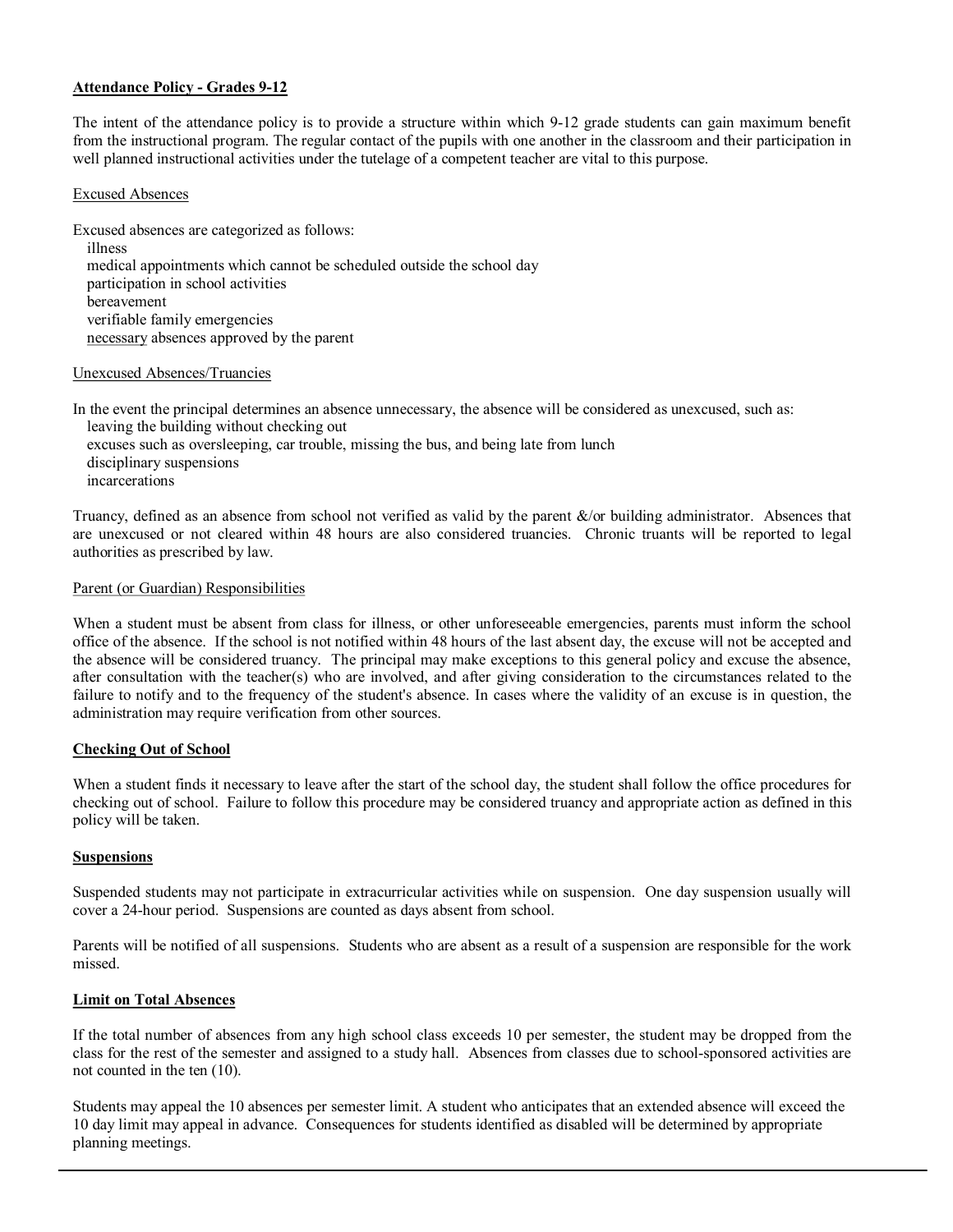## Attendance Policy - Grades 9-12

The intent of the attendance policy is to provide a structure within which 9-12 grade students can gain maximum benefit from the instructional program. The regular contact of the pupils with one another in the classroom and their participation in well planned instructional activities under the tutelage of a competent teacher are vital to this purpose.

### Excused Absences

Excused absences are categorized as follows:

- illness
- medical appointments which cannot be scheduled outside the school day
- participation in school activities
- bereavement
- verifiable family emergencies
- necessary absences approved by the parent

### Unexcused Absences/Truancies

In the event the principal determines an absence unnecessary, the absence will be considered as unexcused, such as:

- leaving the building without checking out
- excuses such as oversleeping, car trouble, missing the bus, and being late from lunch
- disciplinary suspensions
- incarcerations

Truancy, defined as an absence from school not verified as valid by the parent &/or building administrator. Absences that are unexcused or not cleared within 48 hours are also considered truancies. Chronic truants will be reported to legal authorities as prescribed by law.

### Parent (or Guardian) Responsibilities

When a student must be absent from class for illness, or other unforeseeable emergencies, parents must inform the school office of the absence. If the school is not notified within 48 hours of the last absent day, the excuse will not be accepted and the absence will be considered truancy. The principal may make exceptions to this general policy and excuse the absence, after consultation with the teacher(s) who are involved, and after giving consideration to the circumstances related to the failure to notify and to the frequency of the student's absence. In cases where the validity of an excuse is in question, the administration may require verification from other sources.

## Checking Out of School

When a student finds it necessary to leave after the start of the school day, the student shall follow the office procedures for checking out of school. Failure to follow this procedure may be considered truancy and appropriate action as defined in this policy will be taken.

## Suspensions

Suspended students may not participate in extracurricular activities while on suspension. One day suspension usually will cover a 24-hour period. Suspensions are counted as days absent from school.

Parents will be notified of all suspensions. Students who are absent as a result of a suspension are responsible for the work missed.

## Limit on Total Absences

If the total number of absences from any high school class exceeds 10 per semester, the student may be dropped from the class for the rest of the semester and assigned to a study hall. Absences from classes due to school-sponsored activities are not counted in the ten (10).

Students may appeal the 10 absences per semester limit. A student who anticipates that an extended absence will exceed the 10 day limit may appeal in advance. Consequences for students identified as disabled will be determined by appropriate planning meetings.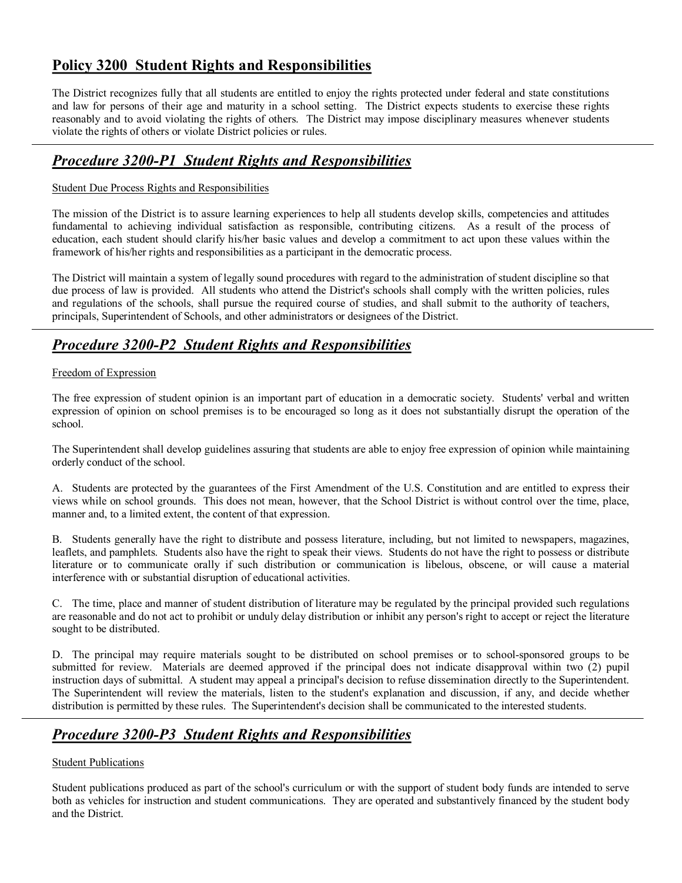## **Policy 3200 Student Rights and Responsibilities**

The District recognizes fully that all students are entitled to enjoy the rights protected under federal and state constitutions and law for persons of their age and maturity in a school setting. The District expects students to exercise these rights reasonably and to avoid violating the rights of others. The District may impose disciplinary measures whenever students violate the rights of others or violate District policies or rules.

---

## ***Procedure 3200-P1 Student Rights and Responsibilities***

Student Due Process Rights and Responsibilities

The mission of the District is to assure learning experiences to help all students develop skills, competencies and attitudes fundamental to achieving individual satisfaction as responsible, contributing citizens. As a result of the process of education, each student should clarify his/her basic values and develop a commitment to act upon these values within the framework of his/her rights and responsibilities as a participant in the democratic process.

The District will maintain a system of legally sound procedures with regard to the administration of student discipline so that due process of law is provided. All students who attend the District's schools shall comply with the written policies, rules and regulations of the schools, shall pursue the required course of studies, and shall submit to the authority of teachers, principals, Superintendent of Schools, and other administrators or designees of the District.

---

## ***Procedure 3200-P2 Student Rights and Responsibilities***

Freedom of Expression

The free expression of student opinion is an important part of education in a democratic society. Students' verbal and written expression of opinion on school premises is to be encouraged so long as it does not substantially disrupt the operation of the school.

The Superintendent shall develop guidelines assuring that students are able to enjoy free expression of opinion while maintaining orderly conduct of the school.

A. Students are protected by the guarantees of the First Amendment of the U.S. Constitution and are entitled to express their views while on school grounds. This does not mean, however, that the School District is without control over the time, place, manner and, to a limited extent, the content of that expression.

B. Students generally have the right to distribute and possess literature, including, but not limited to newspapers, magazines, leaflets, and pamphlets. Students also have the right to speak their views. Students do not have the right to possess or distribute literature or to communicate orally if such distribution or communication is libelous, obscene, or will cause a material interference with or substantial disruption of educational activities.

C. The time, place and manner of student distribution of literature may be regulated by the principal provided such regulations are reasonable and do not act to prohibit or unduly delay distribution or inhibit any person's right to accept or reject the literature sought to be distributed.

D. The principal may require materials sought to be distributed on school premises or to school-sponsored groups to be submitted for review. Materials are deemed approved if the principal does not indicate disapproval within two (2) pupil instruction days of submittal. A student may appeal a principal's decision to refuse dissemination directly to the Superintendent. The Superintendent will review the materials, listen to the student's explanation and discussion, if any, and decide whether distribution is permitted by these rules. The Superintendent's decision shall be communicated to the interested students.

---

## ***Procedure 3200-P3 Student Rights and Responsibilities***

Student Publications

Student publications produced as part of the school's curriculum or with the support of student body funds are intended to serve both as vehicles for instruction and student communications. They are operated and substantively financed by the student body and the District.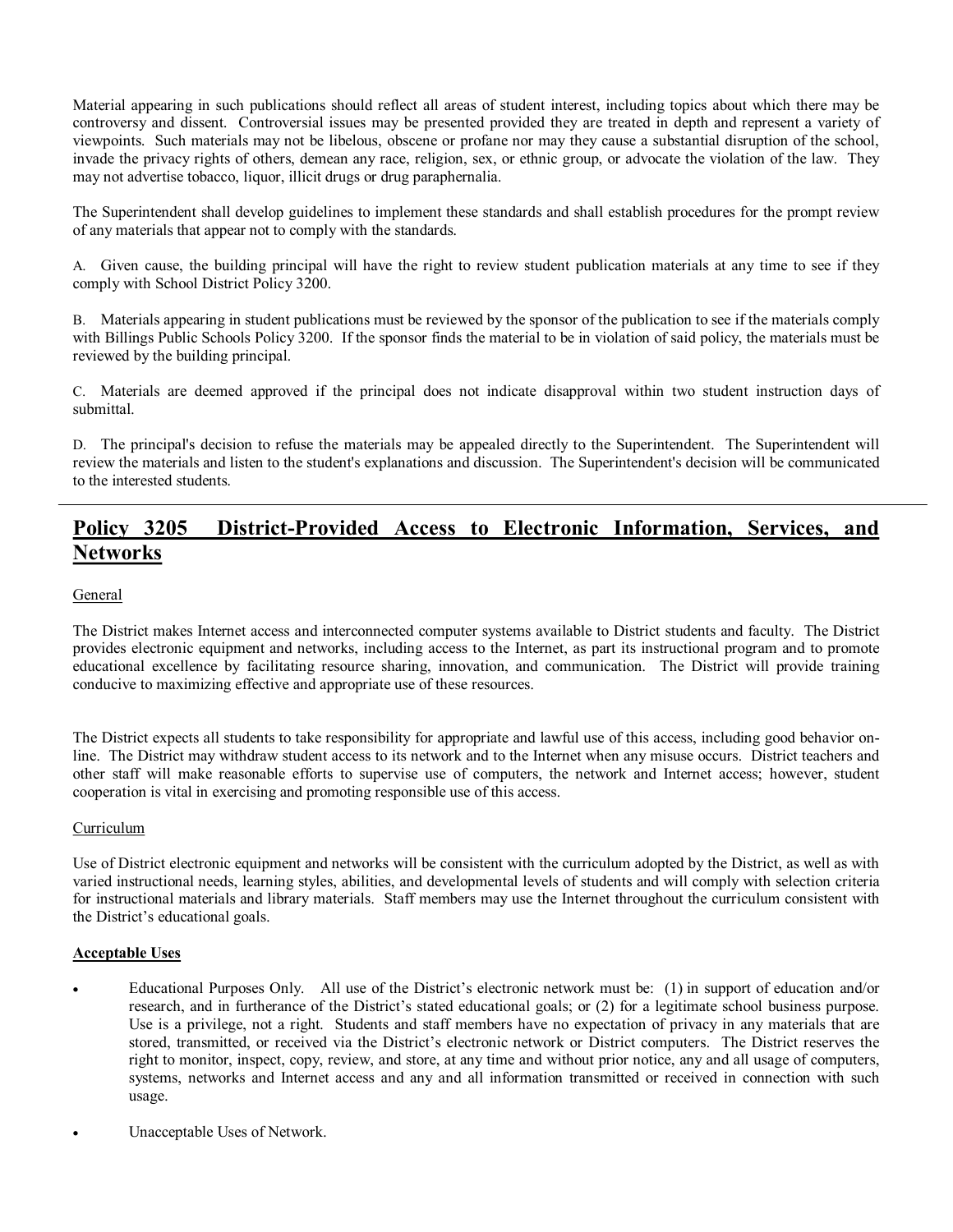Material appearing in such publications should reflect all areas of student interest, including topics about which there may be controversy and dissent. Controversial issues may be presented provided they are treated in depth and represent a variety of viewpoints. Such materials may not be libelous, obscene or profane nor may they cause a substantial disruption of the school, invade the privacy rights of others, demean any race, religion, sex, or ethnic group, or advocate the violation of the law. They may not advertise tobacco, liquor, illicit drugs or drug paraphernalia.

The Superintendent shall develop guidelines to implement these standards and shall establish procedures for the prompt review of any materials that appear not to comply with the standards.

A. Given cause, the building principal will have the right to review student publication materials at any time to see if they comply with School District Policy 3200.

B. Materials appearing in student publications must be reviewed by the sponsor of the publication to see if the materials comply with Billings Public Schools Policy 3200. If the sponsor finds the material to be in violation of said policy, the materials must be reviewed by the building principal.

C. Materials are deemed approved if the principal does not indicate disapproval within two student instruction days of submittal.

D. The principal's decision to refuse the materials may be appealed directly to the Superintendent. The Superintendent will review the materials and listen to the student's explanations and discussion. The Superintendent's decision will be communicated to the interested students.

---

## Policy 3205 District-Provided Access to Electronic Information, Services, and Networks

General

The District makes Internet access and interconnected computer systems available to District students and faculty. The District provides electronic equipment and networks, including access to the Internet, as part its instructional program and to promote educational excellence by facilitating resource sharing, innovation, and communication. The District will provide training conducive to maximizing effective and appropriate use of these resources.

The District expects all students to take responsibility for appropriate and lawful use of this access, including good behavior on-line. The District may withdraw student access to its network and to the Internet when any misuse occurs. District teachers and other staff will make reasonable efforts to supervise use of computers, the network and Internet access; however, student cooperation is vital in exercising and promoting responsible use of this access.

Curriculum

Use of District electronic equipment and networks will be consistent with the curriculum adopted by the District, as well as with varied instructional needs, learning styles, abilities, and developmental levels of students and will comply with selection criteria for instructional materials and library materials. Staff members may use the Internet throughout the curriculum consistent with the District's educational goals.

**Acceptable Uses**

- Educational Purposes Only. All use of the District's electronic network must be: (1) in support of education and/or research, and in furtherance of the District's stated educational goals; or (2) for a legitimate school business purpose. Use is a privilege, not a right. Students and staff members have no expectation of privacy in any materials that are stored, transmitted, or received via the District's electronic network or District computers. The District reserves the right to monitor, inspect, copy, review, and store, at any time and without prior notice, any and all usage of computers, systems, networks and Internet access and any and all information transmitted or received in connection with such usage.

- Unacceptable Uses of Network.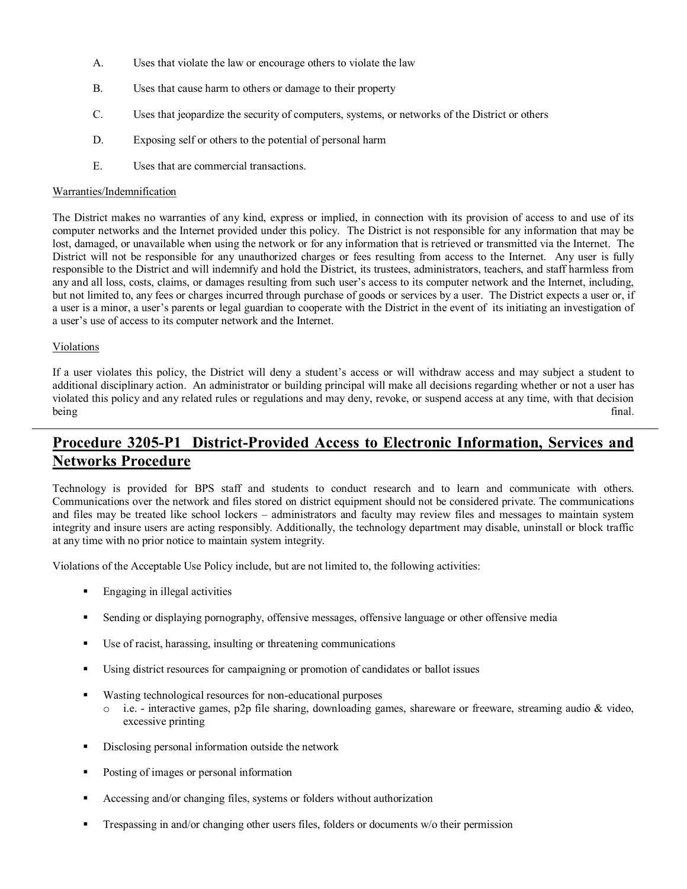A. Uses that violate the law or encourage others to violate the law

B. Uses that cause harm to others or damage to their property

C. Uses that jeopardize the security of computers, systems, or networks of the District or others

D. Exposing self or others to the potential of personal harm

E. Uses that are commercial transactions.

Warranties/Indemnification

The District makes no warranties of any kind, express or implied, in connection with its provision of access to and use of its computer networks and the Internet provided under this policy. The District is not responsible for any information that may be lost, damaged, or unavailable when using the network or for any information that is retrieved or transmitted via the Internet. The District will not be responsible for any unauthorized charges or fees resulting from access to the Internet. Any user is fully responsible to the District and will indemnify and hold the District, its trustees, administrators, teachers, and staff harmless from any and all loss, costs, claims, or damages resulting from such user's access to its computer network and the Internet, including, but not limited to, any fees or charges incurred through purchase of goods or services by a user. The District expects a user or, if a user is a minor, a user's parents or legal guardian to cooperate with the District in the event of its initiating an investigation of a user's use of access to its computer network and the Internet.

Violations

If a user violates this policy, the District will deny a student's access or will withdraw access and may subject a student to additional disciplinary action. An administrator or building principal will make all decisions regarding whether or not a user has violated this policy and any related rules or regulations and may deny, revoke, or suspend access at any time, with that decision being final.

---

## Procedure 3205-P1 District-Provided Access to Electronic Information, Services and Networks Procedure

Technology is provided for BPS staff and students to conduct research and to learn and communicate with others. Communications over the network and files stored on district equipment should not be considered private. The communications and files may be treated like school lockers – administrators and faculty may review files and messages to maintain system integrity and insure users are acting responsibly. Additionally, the technology department may disable, uninstall or block traffic at any time with no prior notice to maintain system integrity.

Violations of the Acceptable Use Policy include, but are not limited to, the following activities:

- Engaging in illegal activities
- Sending or displaying pornography, offensive messages, offensive language or other offensive media
- Use of racist, harassing, insulting or threatening communications
- Using district resources for campaigning or promotion of candidates or ballot issues
- Wasting technological resources for non-educational purposes
  - i.e. - interactive games, p2p file sharing, downloading games, shareware or freeware, streaming audio & video, excessive printing
- Disclosing personal information outside the network
- Posting of images or personal information
- Accessing and/or changing files, systems or folders without authorization
- Trespassing in and/or changing other users files, folders or documents w/o their permission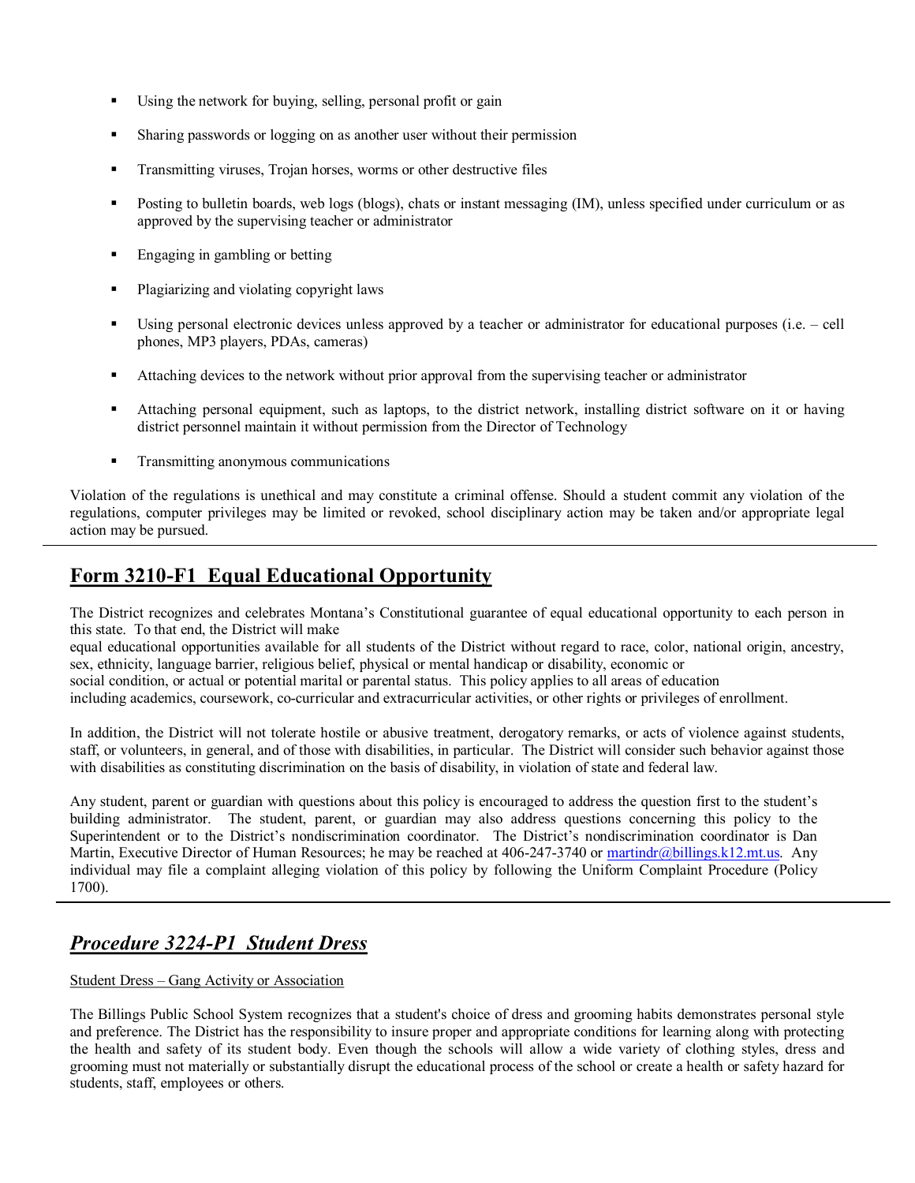- Using the network for buying, selling, personal profit or gain
- Sharing passwords or logging on as another user without their permission
- Transmitting viruses, Trojan horses, worms or other destructive files
- Posting to bulletin boards, web logs (blogs), chats or instant messaging (IM), unless specified under curriculum or as approved by the supervising teacher or administrator
- Engaging in gambling or betting
- Plagiarizing and violating copyright laws
- Using personal electronic devices unless approved by a teacher or administrator for educational purposes (i.e. – cell phones, MP3 players, PDAs, cameras)
- Attaching devices to the network without prior approval from the supervising teacher or administrator
- Attaching personal equipment, such as laptops, to the district network, installing district software on it or having district personnel maintain it without permission from the Director of Technology
- Transmitting anonymous communications

Violation of the regulations is unethical and may constitute a criminal offense. Should a student commit any violation of the regulations, computer privileges may be limited or revoked, school disciplinary action may be taken and/or appropriate legal action may be pursued.

---

## **Form 3210-F1 Equal Educational Opportunity**

The District recognizes and celebrates Montana's Constitutional guarantee of equal educational opportunity to each person in this state. To that end, the District will make equal educational opportunities available for all students of the District without regard to race, color, national origin, ancestry, sex, ethnicity, language barrier, religious belief, physical or mental handicap or disability, economic or social condition, or actual or potential marital or parental status. This policy applies to all areas of education including academics, coursework, co-curricular and extracurricular activities, or other rights or privileges of enrollment.

In addition, the District will not tolerate hostile or abusive treatment, derogatory remarks, or acts of violence against students, staff, or volunteers, in general, and of those with disabilities, in particular. The District will consider such behavior against those with disabilities as constituting discrimination on the basis of disability, in violation of state and federal law.

Any student, parent or guardian with questions about this policy is encouraged to address the question first to the student's building administrator. The student, parent, or guardian may also address questions concerning this policy to the Superintendent or to the District's nondiscrimination coordinator. The District's nondiscrimination coordinator is Dan Martin, Executive Director of Human Resources; he may be reached at 406-247-3740 or martindr@billings.k12.mt.us. Any individual may file a complaint alleging violation of this policy by following the Uniform Complaint Procedure (Policy 1700).

---

## ***Procedure 3224-P1 Student Dress***

Student Dress – Gang Activity or Association

The Billings Public School System recognizes that a student's choice of dress and grooming habits demonstrates personal style and preference. The District has the responsibility to insure proper and appropriate conditions for learning along with protecting the health and safety of its student body. Even though the schools will allow a wide variety of clothing styles, dress and grooming must not materially or substantially disrupt the educational process of the school or create a health or safety hazard for students, staff, employees or others.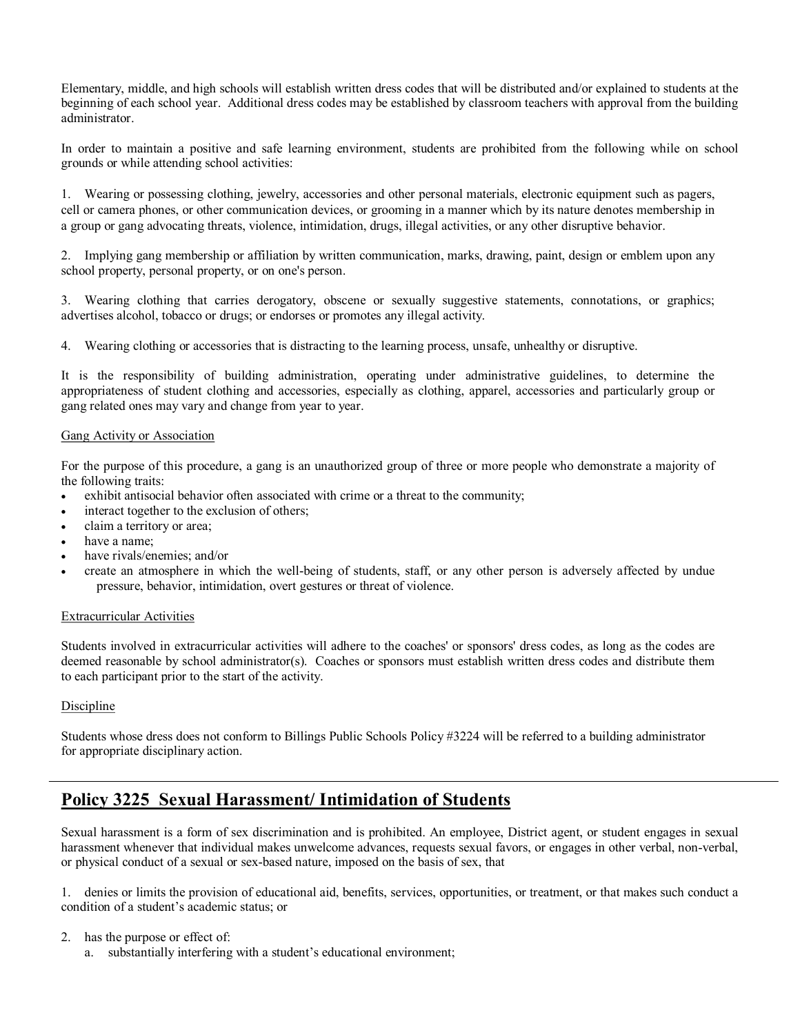Elementary, middle, and high schools will establish written dress codes that will be distributed and/or explained to students at the beginning of each school year. Additional dress codes may be established by classroom teachers with approval from the building administrator.

In order to maintain a positive and safe learning environment, students are prohibited from the following while on school grounds or while attending school activities:

1. Wearing or possessing clothing, jewelry, accessories and other personal materials, electronic equipment such as pagers, cell or camera phones, or other communication devices, or grooming in a manner which by its nature denotes membership in a group or gang advocating threats, violence, intimidation, drugs, illegal activities, or any other disruptive behavior.

2. Implying gang membership or affiliation by written communication, marks, drawing, paint, design or emblem upon any school property, personal property, or on one's person.

3. Wearing clothing that carries derogatory, obscene or sexually suggestive statements, connotations, or graphics; advertises alcohol, tobacco or drugs; or endorses or promotes any illegal activity.

4. Wearing clothing or accessories that is distracting to the learning process, unsafe, unhealthy or disruptive.

It is the responsibility of building administration, operating under administrative guidelines, to determine the appropriateness of student clothing and accessories, especially as clothing, apparel, accessories and particularly group or gang related ones may vary and change from year to year.

Gang Activity or Association

For the purpose of this procedure, a gang is an unauthorized group of three or more people who demonstrate a majority of the following traits:

- exhibit antisocial behavior often associated with crime or a threat to the community;
- interact together to the exclusion of others;
- claim a territory or area;
- have a name;
- have rivals/enemies; and/or
- create an atmosphere in which the well-being of students, staff, or any other person is adversely affected by undue pressure, behavior, intimidation, overt gestures or threat of violence.

Extracurricular Activities

Students involved in extracurricular activities will adhere to the coaches' or sponsors' dress codes, as long as the codes are deemed reasonable by school administrator(s). Coaches or sponsors must establish written dress codes and distribute them to each participant prior to the start of the activity.

Discipline

Students whose dress does not conform to Billings Public Schools Policy #3224 will be referred to a building administrator for appropriate disciplinary action.

## Policy 3225 Sexual Harassment/ Intimidation of Students

Sexual harassment is a form of sex discrimination and is prohibited. An employee, District agent, or student engages in sexual harassment whenever that individual makes unwelcome advances, requests sexual favors, or engages in other verbal, non-verbal, or physical conduct of a sexual or sex-based nature, imposed on the basis of sex, that

1. denies or limits the provision of educational aid, benefits, services, opportunities, or treatment, or that makes such conduct a condition of a student's academic status; or

2. has the purpose or effect of:
   a. substantially interfering with a student's educational environment;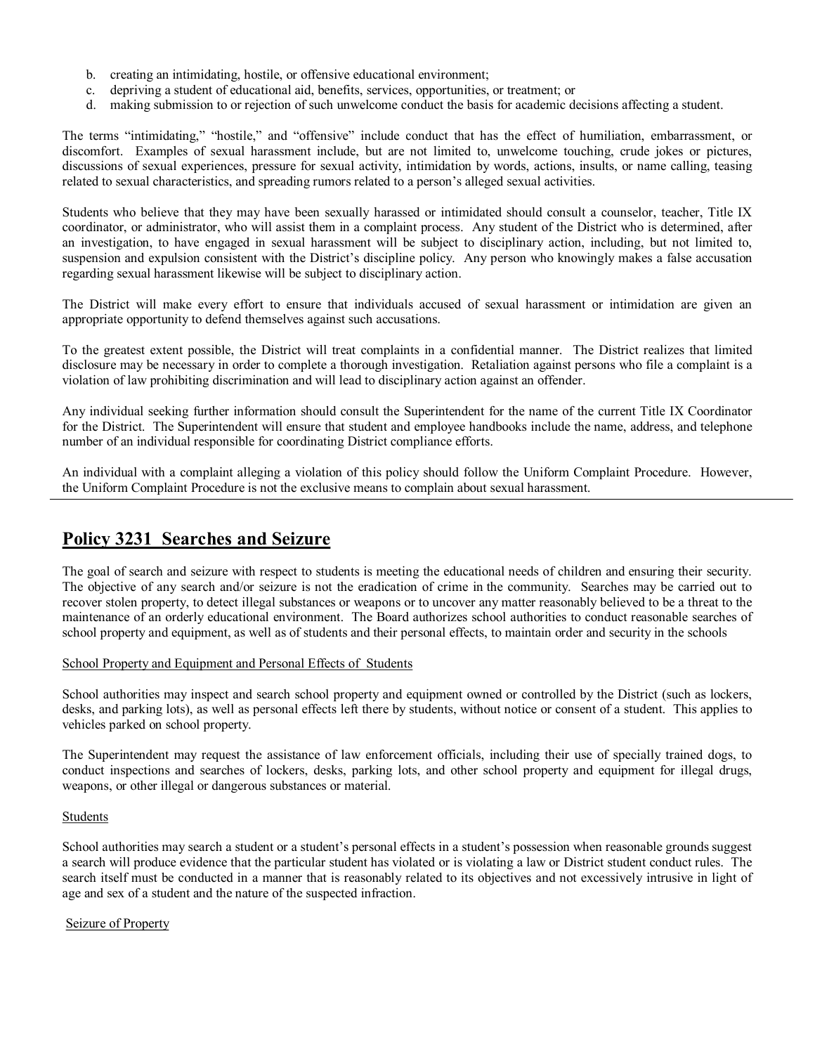b. creating an intimidating, hostile, or offensive educational environment;
c. depriving a student of educational aid, benefits, services, opportunities, or treatment; or
d. making submission to or rejection of such unwelcome conduct the basis for academic decisions affecting a student.

The terms "intimidating," "hostile," and "offensive" include conduct that has the effect of humiliation, embarrassment, or discomfort. Examples of sexual harassment include, but are not limited to, unwelcome touching, crude jokes or pictures, discussions of sexual experiences, pressure for sexual activity, intimidation by words, actions, insults, or name calling, teasing related to sexual characteristics, and spreading rumors related to a person's alleged sexual activities.

Students who believe that they may have been sexually harassed or intimidated should consult a counselor, teacher, Title IX coordinator, or administrator, who will assist them in a complaint process. Any student of the District who is determined, after an investigation, to have engaged in sexual harassment will be subject to disciplinary action, including, but not limited to, suspension and expulsion consistent with the District's discipline policy. Any person who knowingly makes a false accusation regarding sexual harassment likewise will be subject to disciplinary action.

The District will make every effort to ensure that individuals accused of sexual harassment or intimidation are given an appropriate opportunity to defend themselves against such accusations.

To the greatest extent possible, the District will treat complaints in a confidential manner. The District realizes that limited disclosure may be necessary in order to complete a thorough investigation. Retaliation against persons who file a complaint is a violation of law prohibiting discrimination and will lead to disciplinary action against an offender.

Any individual seeking further information should consult the Superintendent for the name of the current Title IX Coordinator for the District. The Superintendent will ensure that student and employee handbooks include the name, address, and telephone number of an individual responsible for coordinating District compliance efforts.

An individual with a complaint alleging a violation of this policy should follow the Uniform Complaint Procedure. However, the Uniform Complaint Procedure is not the exclusive means to complain about sexual harassment.

---

## Policy 3231 Searches and Seizure

The goal of search and seizure with respect to students is meeting the educational needs of children and ensuring their security. The objective of any search and/or seizure is not the eradication of crime in the community. Searches may be carried out to recover stolen property, to detect illegal substances or weapons or to uncover any matter reasonably believed to be a threat to the maintenance of an orderly educational environment. The Board authorizes school authorities to conduct reasonable searches of school property and equipment, as well as of students and their personal effects, to maintain order and security in the schools

School Property and Equipment and Personal Effects of Students

School authorities may inspect and search school property and equipment owned or controlled by the District (such as lockers, desks, and parking lots), as well as personal effects left there by students, without notice or consent of a student. This applies to vehicles parked on school property.

The Superintendent may request the assistance of law enforcement officials, including their use of specially trained dogs, to conduct inspections and searches of lockers, desks, parking lots, and other school property and equipment for illegal drugs, weapons, or other illegal or dangerous substances or material.

Students

School authorities may search a student or a student's personal effects in a student's possession when reasonable grounds suggest a search will produce evidence that the particular student has violated or is violating a law or District student conduct rules. The search itself must be conducted in a manner that is reasonably related to its objectives and not excessively intrusive in light of age and sex of a student and the nature of the suspected infraction.

Seizure of Property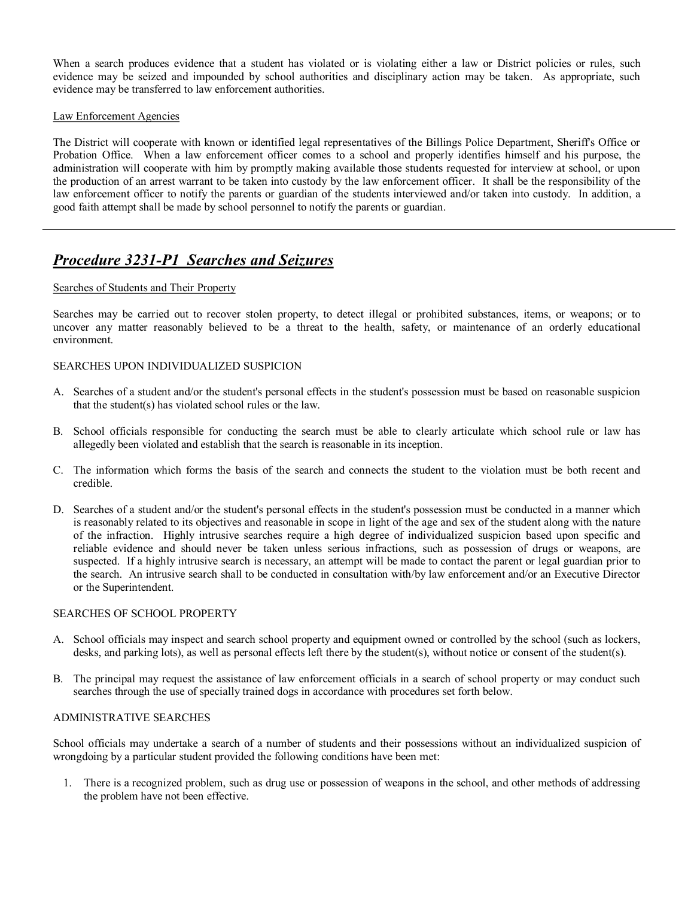When a search produces evidence that a student has violated or is violating either a law or District policies or rules, such evidence may be seized and impounded by school authorities and disciplinary action may be taken. As appropriate, such evidence may be transferred to law enforcement authorities.

Law Enforcement Agencies

The District will cooperate with known or identified legal representatives of the Billings Police Department, Sheriff's Office or Probation Office. When a law enforcement officer comes to a school and properly identifies himself and his purpose, the administration will cooperate with him by promptly making available those students requested for interview at school, or upon the production of an arrest warrant to be taken into custody by the law enforcement officer. It shall be the responsibility of the law enforcement officer to notify the parents or guardian of the students interviewed and/or taken into custody. In addition, a good faith attempt shall be made by school personnel to notify the parents or guardian.

---

## *Procedure 3231-P1 Searches and Seizures*

Searches of Students and Their Property

Searches may be carried out to recover stolen property, to detect illegal or prohibited substances, items, or weapons; or to uncover any matter reasonably believed to be a threat to the health, safety, or maintenance of an orderly educational environment.

SEARCHES UPON INDIVIDUALIZED SUSPICION

A. Searches of a student and/or the student's personal effects in the student's possession must be based on reasonable suspicion that the student(s) has violated school rules or the law.

B. School officials responsible for conducting the search must be able to clearly articulate which school rule or law has allegedly been violated and establish that the search is reasonable in its inception.

C. The information which forms the basis of the search and connects the student to the violation must be both recent and credible.

D. Searches of a student and/or the student's personal effects in the student's possession must be conducted in a manner which is reasonably related to its objectives and reasonable in scope in light of the age and sex of the student along with the nature of the infraction. Highly intrusive searches require a high degree of individualized suspicion based upon specific and reliable evidence and should never be taken unless serious infractions, such as possession of drugs or weapons, are suspected. If a highly intrusive search is necessary, an attempt will be made to contact the parent or legal guardian prior to the search. An intrusive search shall to be conducted in consultation with/by law enforcement and/or an Executive Director or the Superintendent.

SEARCHES OF SCHOOL PROPERTY

A. School officials may inspect and search school property and equipment owned or controlled by the school (such as lockers, desks, and parking lots), as well as personal effects left there by the student(s), without notice or consent of the student(s).

B. The principal may request the assistance of law enforcement officials in a search of school property or may conduct such searches through the use of specially trained dogs in accordance with procedures set forth below.

ADMINISTRATIVE SEARCHES

School officials may undertake a search of a number of students and their possessions without an individualized suspicion of wrongdoing by a particular student provided the following conditions have been met:

1. There is a recognized problem, such as drug use or possession of weapons in the school, and other methods of addressing the problem have not been effective.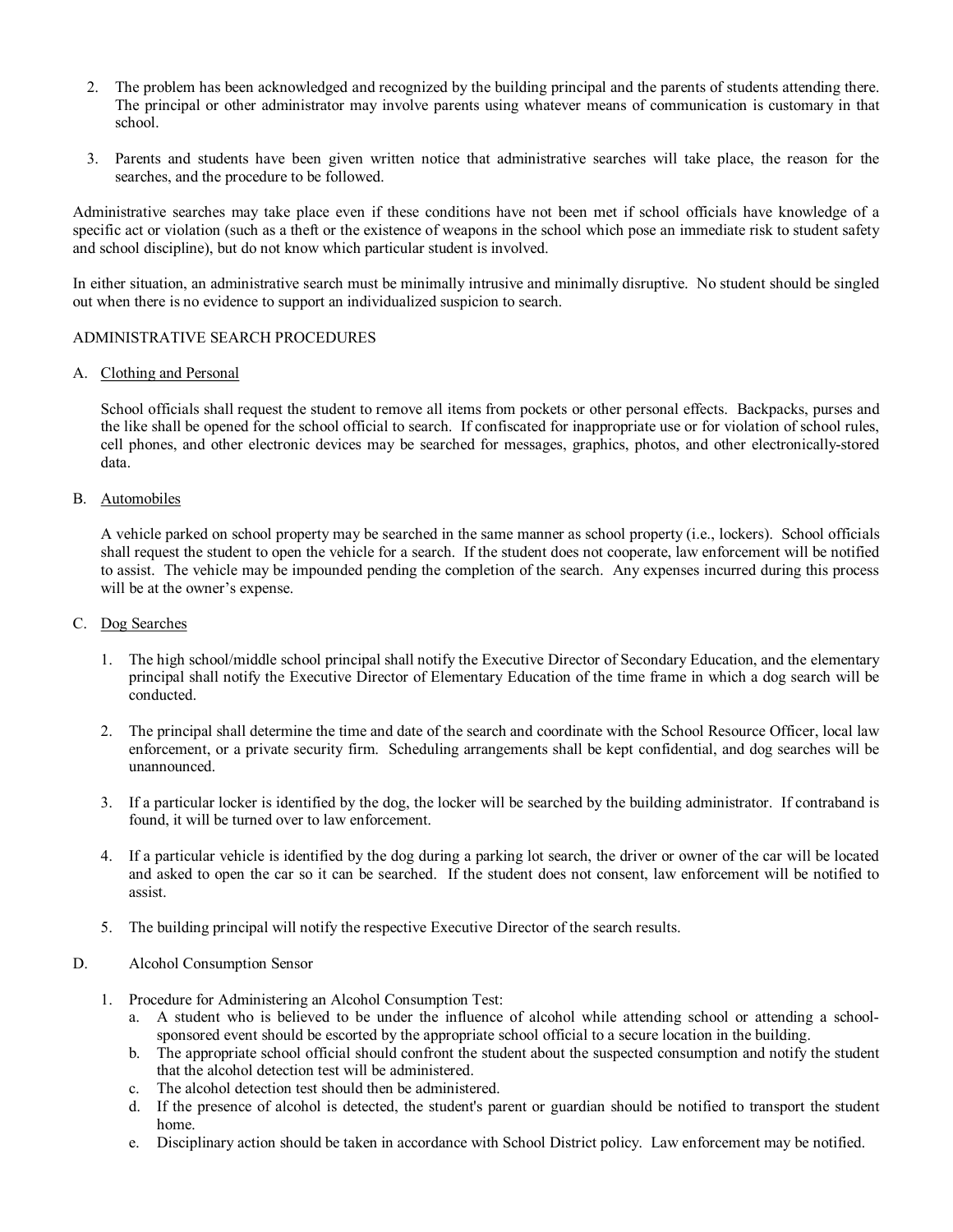2. The problem has been acknowledged and recognized by the building principal and the parents of students attending there. The principal or other administrator may involve parents using whatever means of communication is customary in that school.

3. Parents and students have been given written notice that administrative searches will take place, the reason for the searches, and the procedure to be followed.

Administrative searches may take place even if these conditions have not been met if school officials have knowledge of a specific act or violation (such as a theft or the existence of weapons in the school which pose an immediate risk to student safety and school discipline), but do not know which particular student is involved.

In either situation, an administrative search must be minimally intrusive and minimally disruptive. No student should be singled out when there is no evidence to support an individualized suspicion to search.

ADMINISTRATIVE SEARCH PROCEDURES

A. Clothing and Personal

   School officials shall request the student to remove all items from pockets or other personal effects. Backpacks, purses and the like shall be opened for the school official to search. If confiscated for inappropriate use or for violation of school rules, cell phones, and other electronic devices may be searched for messages, graphics, photos, and other electronically-stored data.

B. Automobiles

   A vehicle parked on school property may be searched in the same manner as school property (i.e., lockers). School officials shall request the student to open the vehicle for a search. If the student does not cooperate, law enforcement will be notified to assist. The vehicle may be impounded pending the completion of the search. Any expenses incurred during this process will be at the owner's expense.

C. Dog Searches

   1. The high school/middle school principal shall notify the Executive Director of Secondary Education, and the elementary principal shall notify the Executive Director of Elementary Education of the time frame in which a dog search will be conducted.

   2. The principal shall determine the time and date of the search and coordinate with the School Resource Officer, local law enforcement, or a private security firm. Scheduling arrangements shall be kept confidential, and dog searches will be unannounced.

   3. If a particular locker is identified by the dog, the locker will be searched by the building administrator. If contraband is found, it will be turned over to law enforcement.

   4. If a particular vehicle is identified by the dog during a parking lot search, the driver or owner of the car will be located and asked to open the car so it can be searched. If the student does not consent, law enforcement will be notified to assist.

   5. The building principal will notify the respective Executive Director of the search results.

D. Alcohol Consumption Sensor

   1. Procedure for Administering an Alcohol Consumption Test:
      a. A student who is believed to be under the influence of alcohol while attending school or attending a school-sponsored event should be escorted by the appropriate school official to a secure location in the building.
      b. The appropriate school official should confront the student about the suspected consumption and notify the student that the alcohol detection test will be administered.
      c. The alcohol detection test should then be administered.
      d. If the presence of alcohol is detected, the student's parent or guardian should be notified to transport the student home.
      e. Disciplinary action should be taken in accordance with School District policy. Law enforcement may be notified.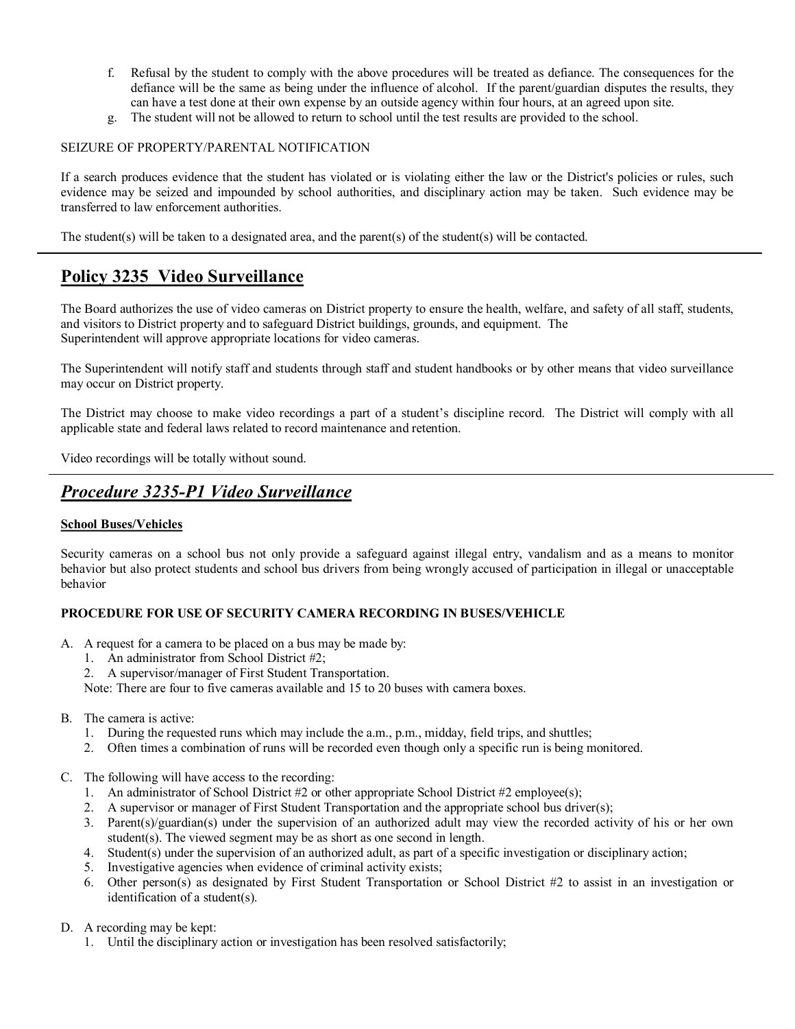f. Refusal by the student to comply with the above procedures will be treated as defiance. The consequences for the defiance will be the same as being under the influence of alcohol. If the parent/guardian disputes the results, they can have a test done at their own expense by an outside agency within four hours, at an agreed upon site.

g. The student will not be allowed to return to school until the test results are provided to the school.

SEIZURE OF PROPERTY/PARENTAL NOTIFICATION

If a search produces evidence that the student has violated or is violating either the law or the District's policies or rules, such evidence may be seized and impounded by school authorities, and disciplinary action may be taken. Such evidence may be transferred to law enforcement authorities.

The student(s) will be taken to a designated area, and the parent(s) of the student(s) will be contacted.

---

## Policy 3235 Video Surveillance

The Board authorizes the use of video cameras on District property to ensure the health, welfare, and safety of all staff, students, and visitors to District property and to safeguard District buildings, grounds, and equipment. The Superintendent will approve appropriate locations for video cameras.

The Superintendent will notify staff and students through staff and student handbooks or by other means that video surveillance may occur on District property.

The District may choose to make video recordings a part of a student's discipline record. The District will comply with all applicable state and federal laws related to record maintenance and retention.

Video recordings will be totally without sound.

---

## *Procedure 3235-P1 Video Surveillance*

**School Buses/Vehicles**

Security cameras on a school bus not only provide a safeguard against illegal entry, vandalism and as a means to monitor behavior but also protect students and school bus drivers from being wrongly accused of participation in illegal or unacceptable behavior

**PROCEDURE FOR USE OF SECURITY CAMERA RECORDING IN BUSES/VEHICLE**

A. A request for a camera to be placed on a bus may be made by:
   1. An administrator from School District #2;
   2. A supervisor/manager of First Student Transportation.

   Note: There are four to five cameras available and 15 to 20 buses with camera boxes.

B. The camera is active:
   1. During the requested runs which may include the a.m., p.m., midday, field trips, and shuttles;
   2. Often times a combination of runs will be recorded even though only a specific run is being monitored.

C. The following will have access to the recording:
   1. An administrator of School District #2 or other appropriate School District #2 employee(s);
   2. A supervisor or manager of First Student Transportation and the appropriate school bus driver(s);
   3. Parent(s)/guardian(s) under the supervision of an authorized adult may view the recorded activity of his or her own student(s). The viewed segment may be as short as one second in length.
   4. Student(s) under the supervision of an authorized adult, as part of a specific investigation or disciplinary action;
   5. Investigative agencies when evidence of criminal activity exists;
   6. Other person(s) as designated by First Student Transportation or School District #2 to assist in an investigation or identification of a student(s).

D. A recording may be kept:
   1. Until the disciplinary action or investigation has been resolved satisfactorily;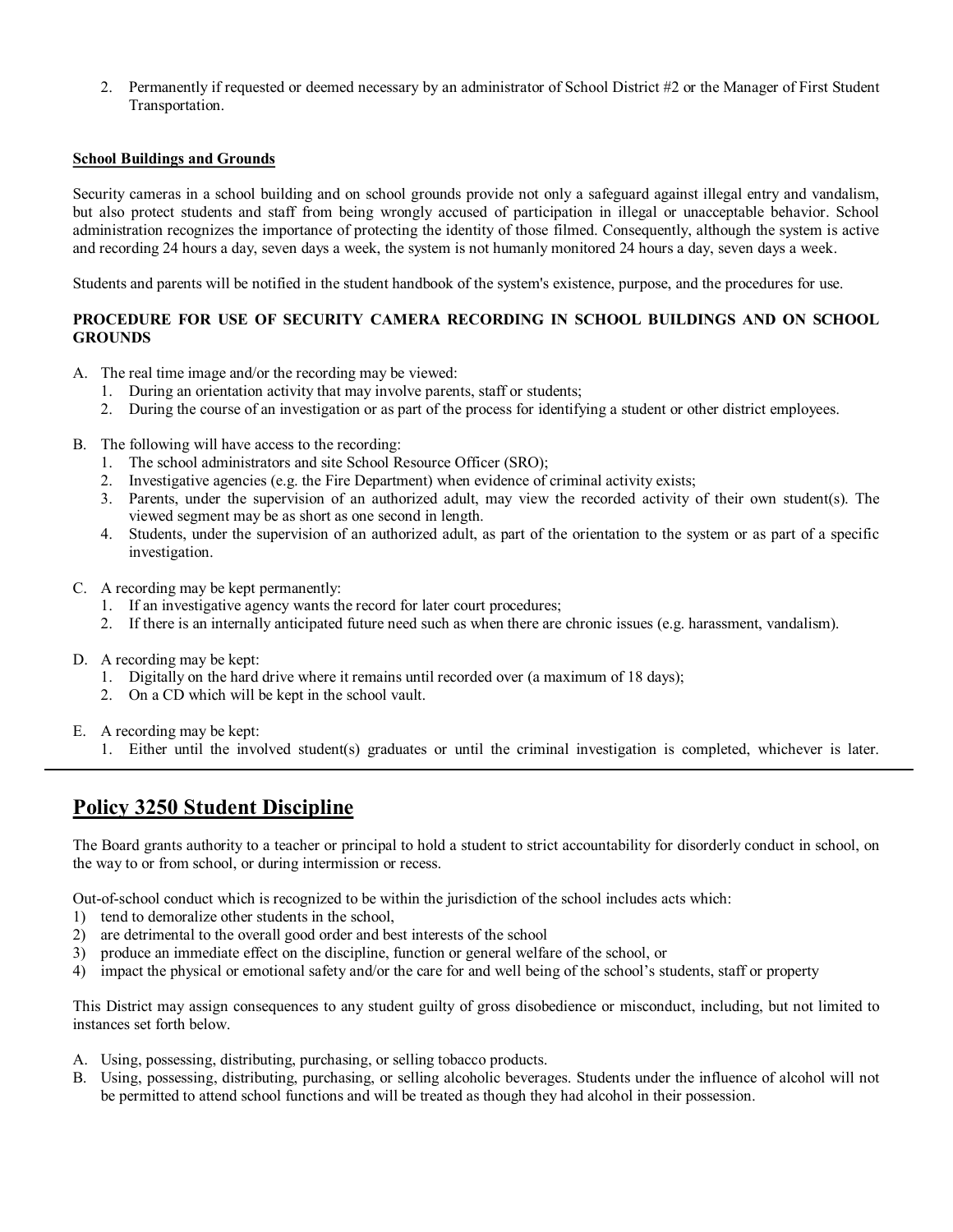2. Permanently if requested or deemed necessary by an administrator of School District #2 or the Manager of First Student Transportation.

**School Buildings and Grounds**

Security cameras in a school building and on school grounds provide not only a safeguard against illegal entry and vandalism, but also protect students and staff from being wrongly accused of participation in illegal or unacceptable behavior. School administration recognizes the importance of protecting the identity of those filmed. Consequently, although the system is active and recording 24 hours a day, seven days a week, the system is not humanly monitored 24 hours a day, seven days a week.

Students and parents will be notified in the student handbook of the system's existence, purpose, and the procedures for use.

**PROCEDURE FOR USE OF SECURITY CAMERA RECORDING IN SCHOOL BUILDINGS AND ON SCHOOL GROUNDS**

A. The real time image and/or the recording may be viewed:
   1. During an orientation activity that may involve parents, staff or students;
   2. During the course of an investigation or as part of the process for identifying a student or other district employees.

B. The following will have access to the recording:
   1. The school administrators and site School Resource Officer (SRO);
   2. Investigative agencies (e.g. the Fire Department) when evidence of criminal activity exists;
   3. Parents, under the supervision of an authorized adult, may view the recorded activity of their own student(s). The viewed segment may be as short as one second in length.
   4. Students, under the supervision of an authorized adult, as part of the orientation to the system or as part of a specific investigation.

C. A recording may be kept permanently:
   1. If an investigative agency wants the record for later court procedures;
   2. If there is an internally anticipated future need such as when there are chronic issues (e.g. harassment, vandalism).

D. A recording may be kept:
   1. Digitally on the hard drive where it remains until recorded over (a maximum of 18 days);
   2. On a CD which will be kept in the school vault.

E. A recording may be kept:
   1. Either until the involved student(s) graduates or until the criminal investigation is completed, whichever is later.

---

## Policy 3250 Student Discipline

The Board grants authority to a teacher or principal to hold a student to strict accountability for disorderly conduct in school, on the way to or from school, or during intermission or recess.

Out-of-school conduct which is recognized to be within the jurisdiction of the school includes acts which:
1) tend to demoralize other students in the school,
2) are detrimental to the overall good order and best interests of the school
3) produce an immediate effect on the discipline, function or general welfare of the school, or
4) impact the physical or emotional safety and/or the care for and well being of the school's students, staff or property

This District may assign consequences to any student guilty of gross disobedience or misconduct, including, but not limited to instances set forth below.

A. Using, possessing, distributing, purchasing, or selling tobacco products.
B. Using, possessing, distributing, purchasing, or selling alcoholic beverages. Students under the influence of alcohol will not be permitted to attend school functions and will be treated as though they had alcohol in their possession.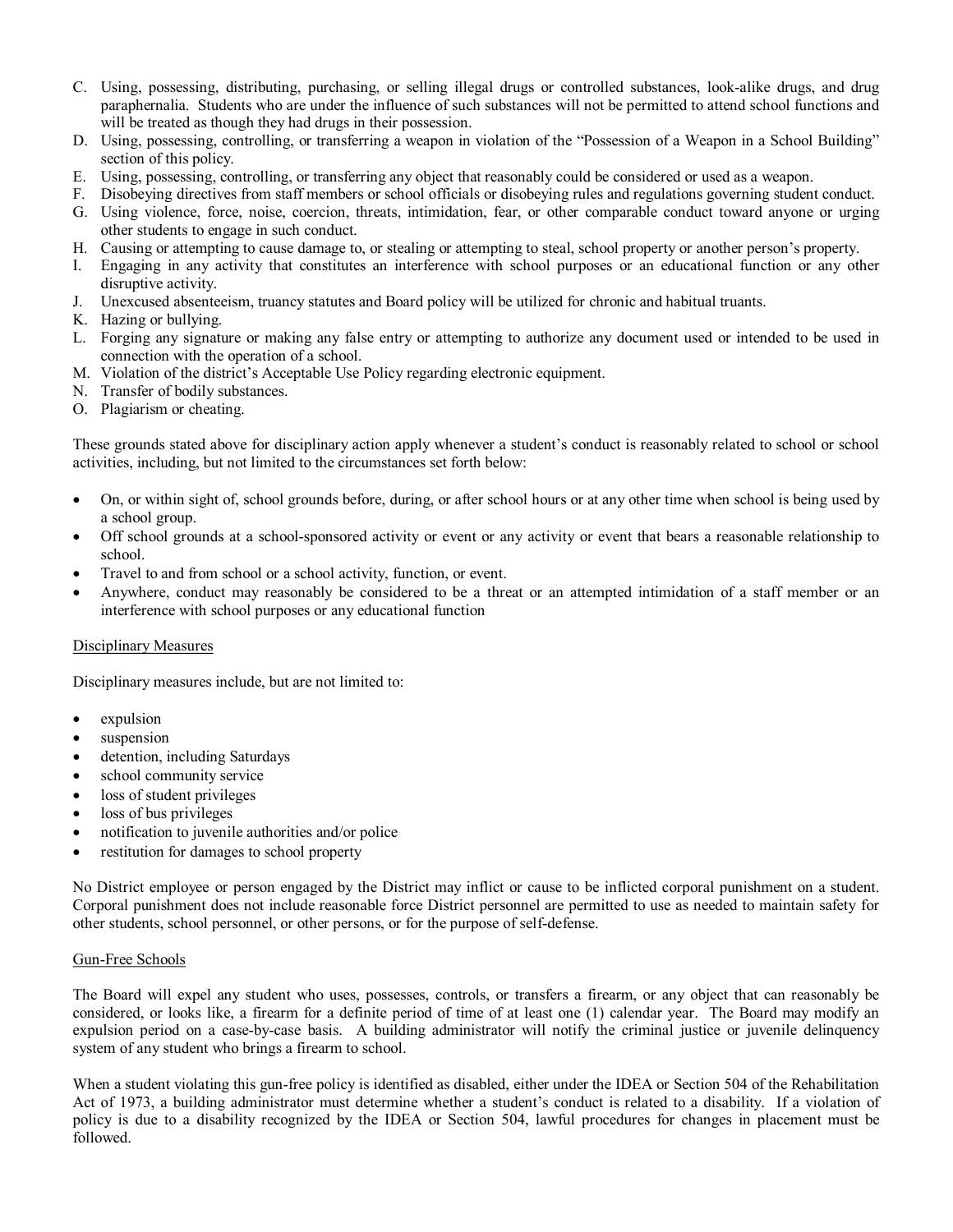C. Using, possessing, distributing, purchasing, or selling illegal drugs or controlled substances, look-alike drugs, and drug paraphernalia. Students who are under the influence of such substances will not be permitted to attend school functions and will be treated as though they had drugs in their possession.
D. Using, possessing, controlling, or transferring a weapon in violation of the "Possession of a Weapon in a School Building" section of this policy.
E. Using, possessing, controlling, or transferring any object that reasonably could be considered or used as a weapon.
F. Disobeying directives from staff members or school officials or disobeying rules and regulations governing student conduct.
G. Using violence, force, noise, coercion, threats, intimidation, fear, or other comparable conduct toward anyone or urging other students to engage in such conduct.
H. Causing or attempting to cause damage to, or stealing or attempting to steal, school property or another person's property.
I. Engaging in any activity that constitutes an interference with school purposes or an educational function or any other disruptive activity.
J. Unexcused absenteeism, truancy statutes and Board policy will be utilized for chronic and habitual truants.
K. Hazing or bullying.
L. Forging any signature or making any false entry or attempting to authorize any document used or intended to be used in connection with the operation of a school.
M. Violation of the district's Acceptable Use Policy regarding electronic equipment.
N. Transfer of bodily substances.
O. Plagiarism or cheating.

These grounds stated above for disciplinary action apply whenever a student's conduct is reasonably related to school or school activities, including, but not limited to the circumstances set forth below:

- On, or within sight of, school grounds before, during, or after school hours or at any other time when school is being used by a school group.
- Off school grounds at a school-sponsored activity or event or any activity or event that bears a reasonable relationship to school.
- Travel to and from school or a school activity, function, or event.
- Anywhere, conduct may reasonably be considered to be a threat or an attempted intimidation of a staff member or an interference with school purposes or any educational function

Disciplinary Measures

Disciplinary measures include, but are not limited to:

- expulsion
- suspension
- detention, including Saturdays
- school community service
- loss of student privileges
- loss of bus privileges
- notification to juvenile authorities and/or police
- restitution for damages to school property

No District employee or person engaged by the District may inflict or cause to be inflicted corporal punishment on a student. Corporal punishment does not include reasonable force District personnel are permitted to use as needed to maintain safety for other students, school personnel, or other persons, or for the purpose of self-defense.

Gun-Free Schools

The Board will expel any student who uses, possesses, controls, or transfers a firearm, or any object that can reasonably be considered, or looks like, a firearm for a definite period of time of at least one (1) calendar year. The Board may modify an expulsion period on a case-by-case basis. A building administrator will notify the criminal justice or juvenile delinquency system of any student who brings a firearm to school.

When a student violating this gun-free policy is identified as disabled, either under the IDEA or Section 504 of the Rehabilitation Act of 1973, a building administrator must determine whether a student's conduct is related to a disability. If a violation of policy is due to a disability recognized by the IDEA or Section 504, lawful procedures for changes in placement must be followed.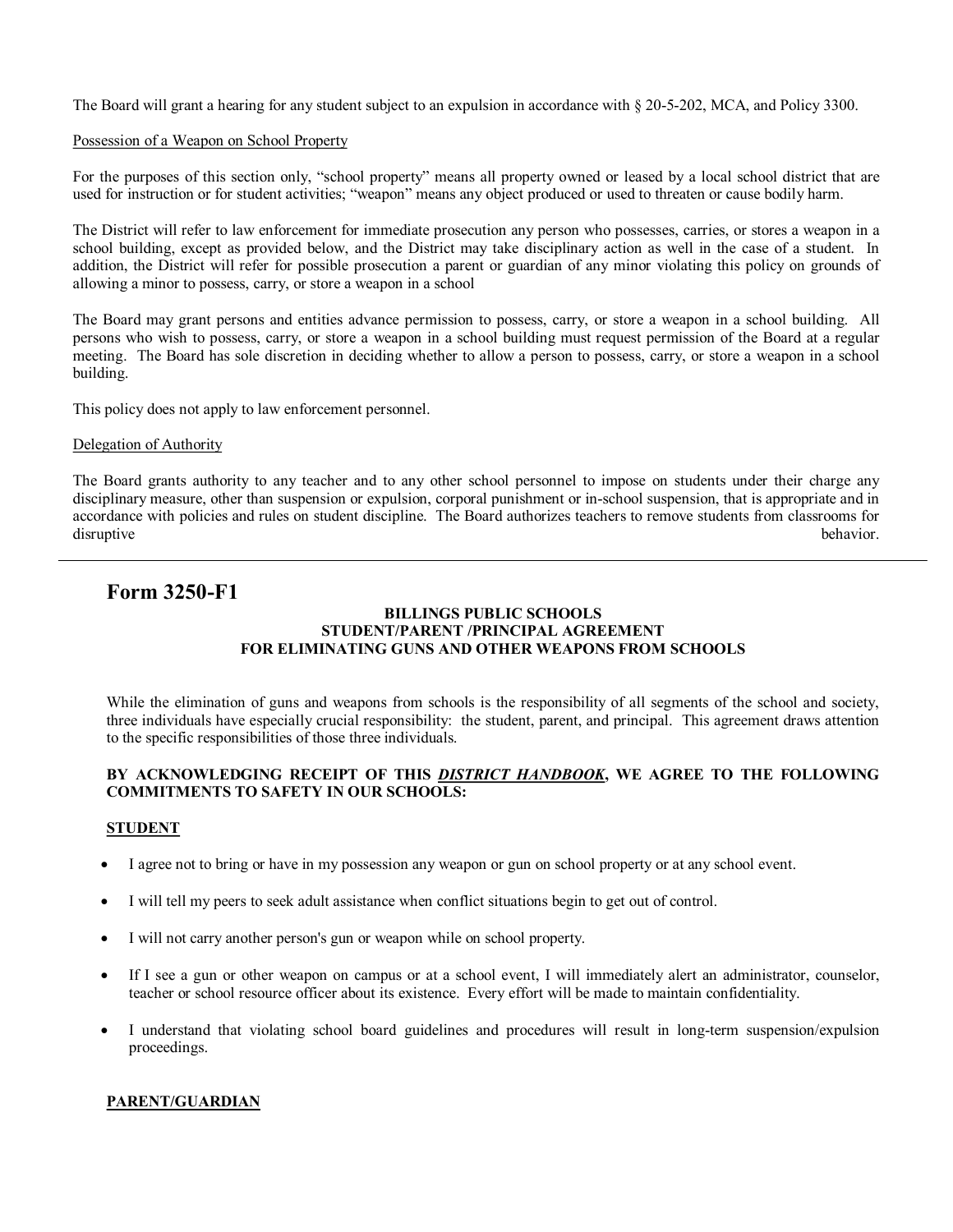The Board will grant a hearing for any student subject to an expulsion in accordance with § 20-5-202, MCA, and Policy 3300.

Possession of a Weapon on School Property

For the purposes of this section only, "school property" means all property owned or leased by a local school district that are used for instruction or for student activities; "weapon" means any object produced or used to threaten or cause bodily harm.

The District will refer to law enforcement for immediate prosecution any person who possesses, carries, or stores a weapon in a school building, except as provided below, and the District may take disciplinary action as well in the case of a student. In addition, the District will refer for possible prosecution a parent or guardian of any minor violating this policy on grounds of allowing a minor to possess, carry, or store a weapon in a school

The Board may grant persons and entities advance permission to possess, carry, or store a weapon in a school building. All persons who wish to possess, carry, or store a weapon in a school building must request permission of the Board at a regular meeting. The Board has sole discretion in deciding whether to allow a person to possess, carry, or store a weapon in a school building.

This policy does not apply to law enforcement personnel.

Delegation of Authority

The Board grants authority to any teacher and to any other school personnel to impose on students under their charge any disciplinary measure, other than suspension or expulsion, corporal punishment or in-school suspension, that is appropriate and in accordance with policies and rules on student discipline. The Board authorizes teachers to remove students from classrooms for disruptive behavior.

---

## Form 3250-F1

**BILLINGS PUBLIC SCHOOLS**
**STUDENT/PARENT /PRINCIPAL AGREEMENT**
**FOR ELIMINATING GUNS AND OTHER WEAPONS FROM SCHOOLS**

While the elimination of guns and weapons from schools is the responsibility of all segments of the school and society, three individuals have especially crucial responsibility: the student, parent, and principal. This agreement draws attention to the specific responsibilities of those three individuals.

**BY ACKNOWLEDGING RECEIPT OF THIS *DISTRICT HANDBOOK*, WE AGREE TO THE FOLLOWING COMMITMENTS TO SAFETY IN OUR SCHOOLS:**

**STUDENT**

- I agree not to bring or have in my possession any weapon or gun on school property or at any school event.
- I will tell my peers to seek adult assistance when conflict situations begin to get out of control.
- I will not carry another person's gun or weapon while on school property.
- If I see a gun or other weapon on campus or at a school event, I will immediately alert an administrator, counselor, teacher or school resource officer about its existence. Every effort will be made to maintain confidentiality.
- I understand that violating school board guidelines and procedures will result in long-term suspension/expulsion proceedings.

**PARENT/GUARDIAN**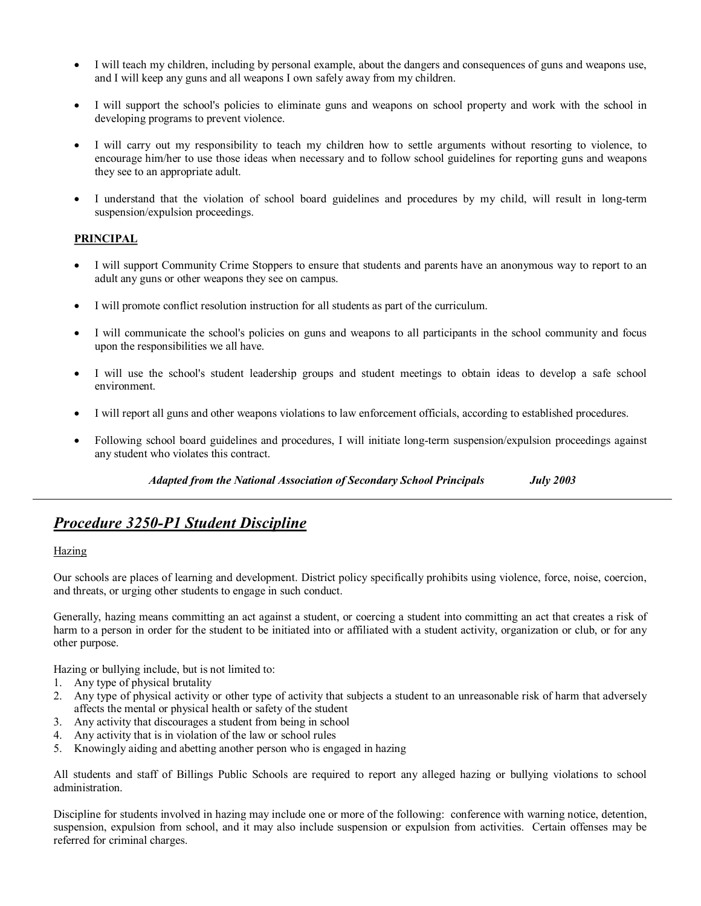- I will teach my children, including by personal example, about the dangers and consequences of guns and weapons use, and I will keep any guns and all weapons I own safely away from my children.
- I will support the school's policies to eliminate guns and weapons on school property and work with the school in developing programs to prevent violence.
- I will carry out my responsibility to teach my children how to settle arguments without resorting to violence, to encourage him/her to use those ideas when necessary and to follow school guidelines for reporting guns and weapons they see to an appropriate adult.
- I understand that the violation of school board guidelines and procedures by my child, will result in long-term suspension/expulsion proceedings.

**PRINCIPAL**

- I will support Community Crime Stoppers to ensure that students and parents have an anonymous way to report to an adult any guns or other weapons they see on campus.
- I will promote conflict resolution instruction for all students as part of the curriculum.
- I will communicate the school's policies on guns and weapons to all participants in the school community and focus upon the responsibilities we all have.
- I will use the school's student leadership groups and student meetings to obtain ideas to develop a safe school environment.
- I will report all guns and other weapons violations to law enforcement officials, according to established procedures.
- Following school board guidelines and procedures, I will initiate long-term suspension/expulsion proceedings against any student who violates this contract.

***Adapted from the National Association of Secondary School Principals July 2003***

---

## ***Procedure 3250-P1 Student Discipline***

Hazing

Our schools are places of learning and development. District policy specifically prohibits using violence, force, noise, coercion, and threats, or urging other students to engage in such conduct.

Generally, hazing means committing an act against a student, or coercing a student into committing an act that creates a risk of harm to a person in order for the student to be initiated into or affiliated with a student activity, organization or club, or for any other purpose.

Hazing or bullying include, but is not limited to:

1. Any type of physical brutality
2. Any type of physical activity or other type of activity that subjects a student to an unreasonable risk of harm that adversely affects the mental or physical health or safety of the student
3. Any activity that discourages a student from being in school
4. Any activity that is in violation of the law or school rules
5. Knowingly aiding and abetting another person who is engaged in hazing

All students and staff of Billings Public Schools are required to report any alleged hazing or bullying violations to school administration.

Discipline for students involved in hazing may include one or more of the following: conference with warning notice, detention, suspension, expulsion from school, and it may also include suspension or expulsion from activities. Certain offenses may be referred for criminal charges.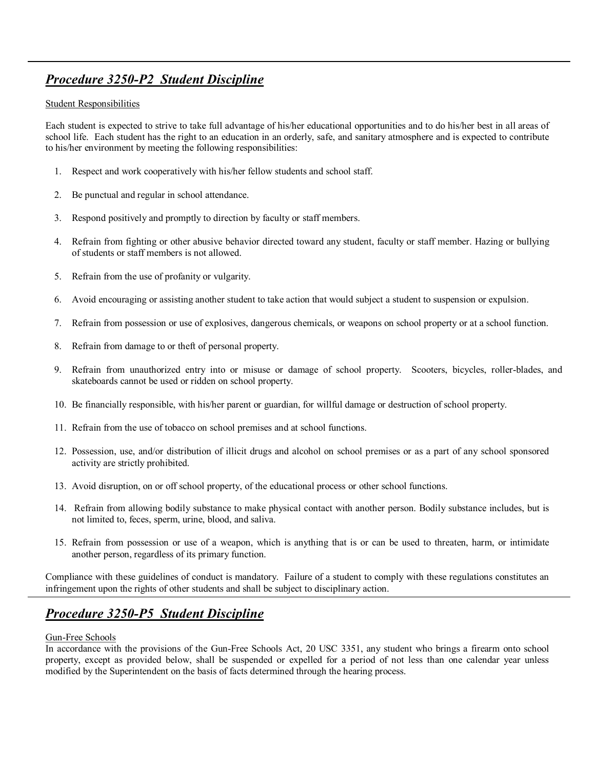## ***Procedure 3250-P2 Student Discipline***

Student Responsibilities

Each student is expected to strive to take full advantage of his/her educational opportunities and to do his/her best in all areas of school life. Each student has the right to an education in an orderly, safe, and sanitary atmosphere and is expected to contribute to his/her environment by meeting the following responsibilities:

1. Respect and work cooperatively with his/her fellow students and school staff.
2. Be punctual and regular in school attendance.
3. Respond positively and promptly to direction by faculty or staff members.
4. Refrain from fighting or other abusive behavior directed toward any student, faculty or staff member. Hazing or bullying of students or staff members is not allowed.
5. Refrain from the use of profanity or vulgarity.
6. Avoid encouraging or assisting another student to take action that would subject a student to suspension or expulsion.
7. Refrain from possession or use of explosives, dangerous chemicals, or weapons on school property or at a school function.
8. Refrain from damage to or theft of personal property.
9. Refrain from unauthorized entry into or misuse or damage of school property. Scooters, bicycles, roller-blades, and skateboards cannot be used or ridden on school property.
10. Be financially responsible, with his/her parent or guardian, for willful damage or destruction of school property.
11. Refrain from the use of tobacco on school premises and at school functions.
12. Possession, use, and/or distribution of illicit drugs and alcohol on school premises or as a part of any school sponsored activity are strictly prohibited.
13. Avoid disruption, on or off school property, of the educational process or other school functions.
14. Refrain from allowing bodily substance to make physical contact with another person. Bodily substance includes, but is not limited to, feces, sperm, urine, blood, and saliva.
15. Refrain from possession or use of a weapon, which is anything that is or can be used to threaten, harm, or intimidate another person, regardless of its primary function.

Compliance with these guidelines of conduct is mandatory. Failure of a student to comply with these regulations constitutes an infringement upon the rights of other students and shall be subject to disciplinary action.

## ***Procedure 3250-P5 Student Discipline***

Gun-Free Schools

In accordance with the provisions of the Gun-Free Schools Act, 20 USC 3351, any student who brings a firearm onto school property, except as provided below, shall be suspended or expelled for a period of not less than one calendar year unless modified by the Superintendent on the basis of facts determined through the hearing process.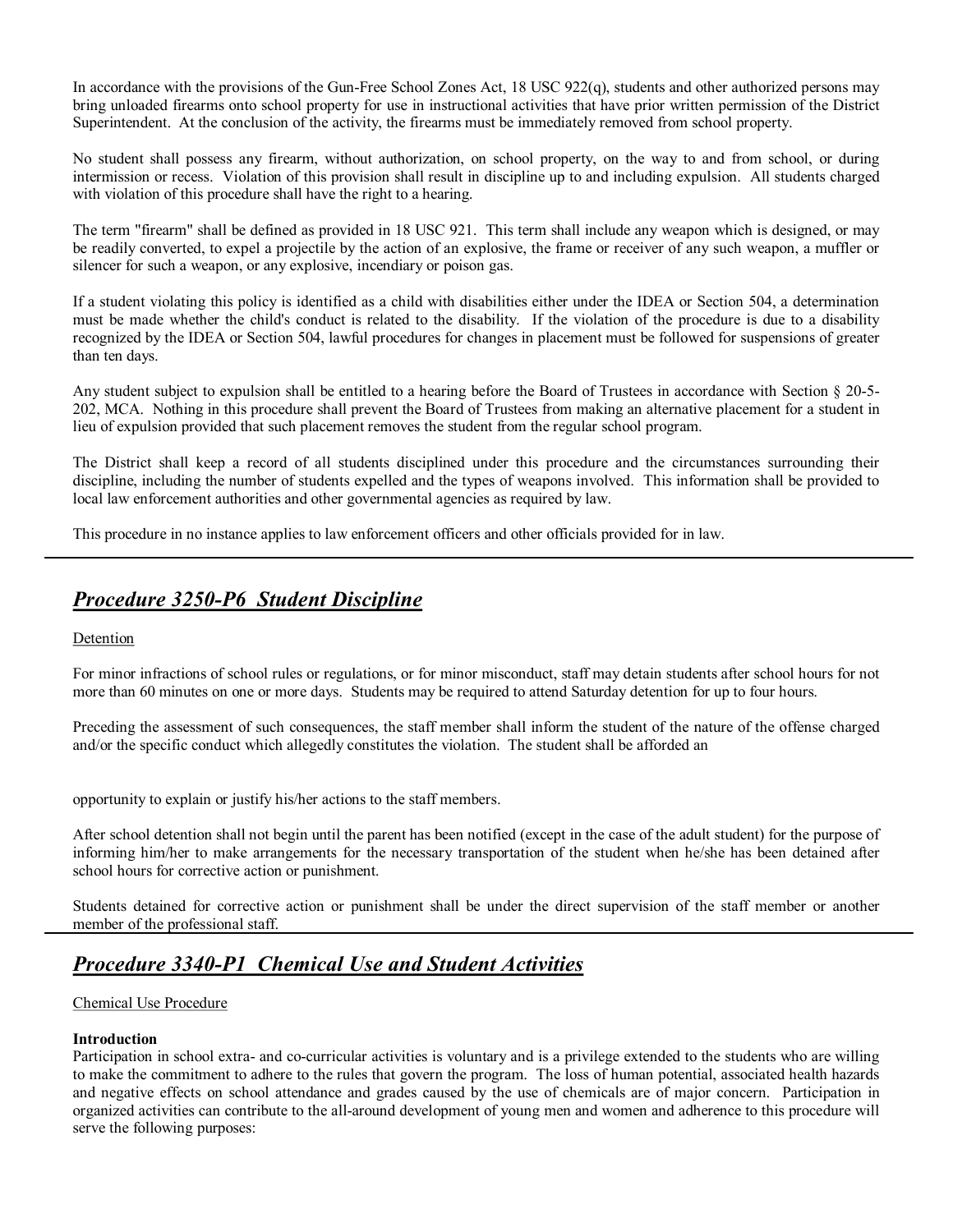In accordance with the provisions of the Gun-Free School Zones Act, 18 USC 922(q), students and other authorized persons may bring unloaded firearms onto school property for use in instructional activities that have prior written permission of the District Superintendent. At the conclusion of the activity, the firearms must be immediately removed from school property.

No student shall possess any firearm, without authorization, on school property, on the way to and from school, or during intermission or recess. Violation of this provision shall result in discipline up to and including expulsion. All students charged with violation of this procedure shall have the right to a hearing.

The term "firearm" shall be defined as provided in 18 USC 921. This term shall include any weapon which is designed, or may be readily converted, to expel a projectile by the action of an explosive, the frame or receiver of any such weapon, a muffler or silencer for such a weapon, or any explosive, incendiary or poison gas.

If a student violating this policy is identified as a child with disabilities either under the IDEA or Section 504, a determination must be made whether the child's conduct is related to the disability. If the violation of the procedure is due to a disability recognized by the IDEA or Section 504, lawful procedures for changes in placement must be followed for suspensions of greater than ten days.

Any student subject to expulsion shall be entitled to a hearing before the Board of Trustees in accordance with Section § 20-5-202, MCA. Nothing in this procedure shall prevent the Board of Trustees from making an alternative placement for a student in lieu of expulsion provided that such placement removes the student from the regular school program.

The District shall keep a record of all students disciplined under this procedure and the circumstances surrounding their discipline, including the number of students expelled and the types of weapons involved. This information shall be provided to local law enforcement authorities and other governmental agencies as required by law.

This procedure in no instance applies to law enforcement officers and other officials provided for in law.

---

## *Procedure 3250-P6 Student Discipline*

Detention

For minor infractions of school rules or regulations, or for minor misconduct, staff may detain students after school hours for not more than 60 minutes on one or more days. Students may be required to attend Saturday detention for up to four hours.

Preceding the assessment of such consequences, the staff member shall inform the student of the nature of the offense charged and/or the specific conduct which allegedly constitutes the violation. The student shall be afforded an opportunity to explain or justify his/her actions to the staff members.

After school detention shall not begin until the parent has been notified (except in the case of the adult student) for the purpose of informing him/her to make arrangements for the necessary transportation of the student when he/she has been detained after school hours for corrective action or punishment.

Students detained for corrective action or punishment shall be under the direct supervision of the staff member or another member of the professional staff.

---

## *Procedure 3340-P1 Chemical Use and Student Activities*

Chemical Use Procedure

**Introduction**

Participation in school extra- and co-curricular activities is voluntary and is a privilege extended to the students who are willing to make the commitment to adhere to the rules that govern the program. The loss of human potential, associated health hazards and negative effects on school attendance and grades caused by the use of chemicals are of major concern. Participation in organized activities can contribute to the all-around development of young men and women and adherence to this procedure will serve the following purposes: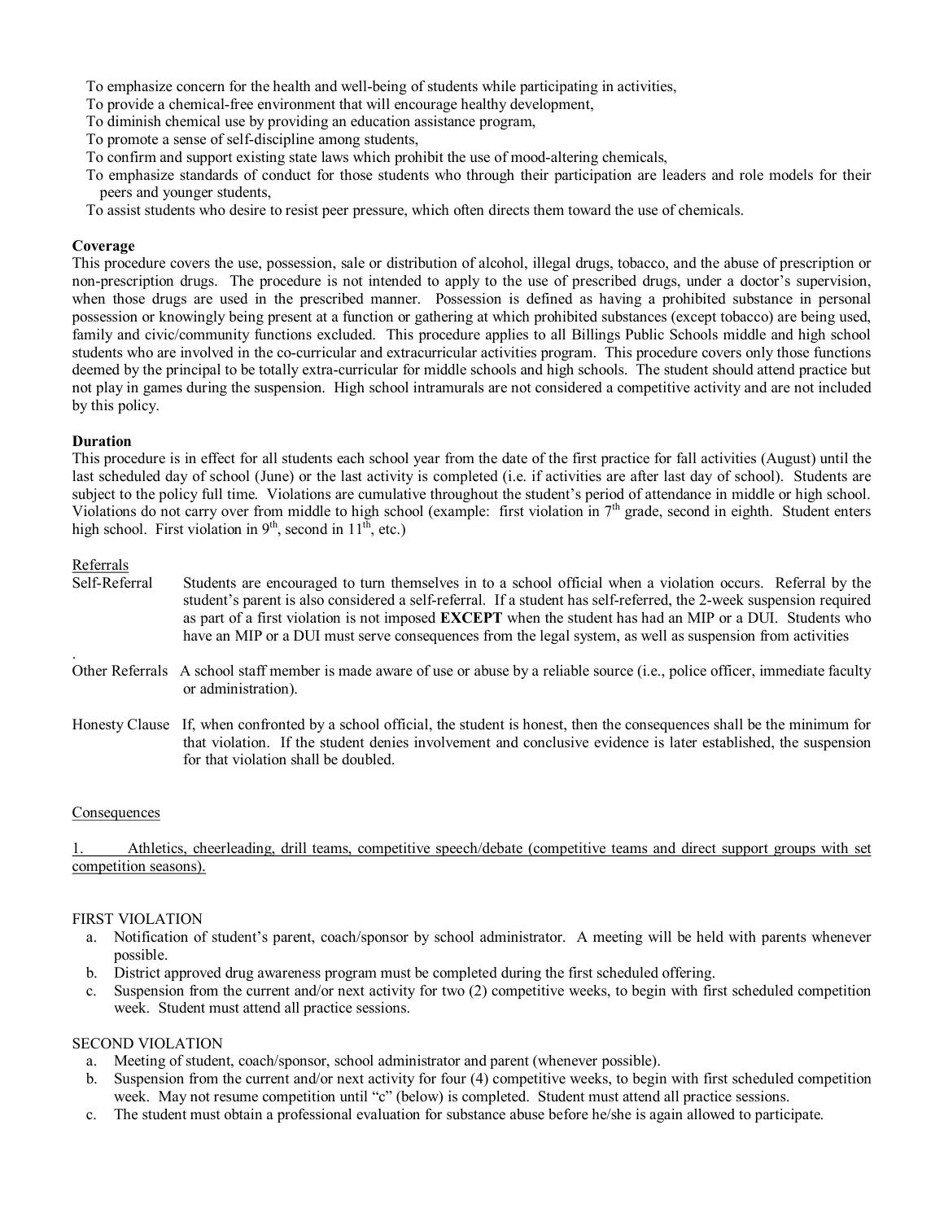To emphasize concern for the health and well-being of students while participating in activities,
To provide a chemical-free environment that will encourage healthy development,
To diminish chemical use by providing an education assistance program,
To promote a sense of self-discipline among students,
To confirm and support existing state laws which prohibit the use of mood-altering chemicals,
To emphasize standards of conduct for those students who through their participation are leaders and role models for their peers and younger students,
To assist students who desire to resist peer pressure, which often directs them toward the use of chemicals.

**Coverage**
This procedure covers the use, possession, sale or distribution of alcohol, illegal drugs, tobacco, and the abuse of prescription or non-prescription drugs. The procedure is not intended to apply to the use of prescribed drugs, under a doctor's supervision, when those drugs are used in the prescribed manner. Possession is defined as having a prohibited substance in personal possession or knowingly being present at a function or gathering at which prohibited substances (except tobacco) are being used, family and civic/community functions excluded. This procedure applies to all Billings Public Schools middle and high school students who are involved in the co-curricular and extracurricular activities program. This procedure covers only those functions deemed by the principal to be totally extra-curricular for middle schools and high schools. The student should attend practice but not play in games during the suspension. High school intramurals are not considered a competitive activity and are not included by this policy.

**Duration**
This procedure is in effect for all students each school year from the date of the first practice for fall activities (August) until the last scheduled day of school (June) or the last activity is completed (i.e. if activities are after last day of school). Students are subject to the policy full time. Violations are cumulative throughout the student's period of attendance in middle or high school. Violations do not carry over from middle to high school (example: first violation in 7th grade, second in eighth. Student enters high school. First violation in 9th, second in 11th, etc.)

Referrals

Self-Referral: Students are encouraged to turn themselves in to a school official when a violation occurs. Referral by the student's parent is also considered a self-referral. If a student has self-referred, the 2-week suspension required as part of a first violation is not imposed **EXCEPT** when the student has had an MIP or a DUI. Students who have an MIP or a DUI must serve consequences from the legal system, as well as suspension from activities

Other Referrals: A school staff member is made aware of use or abuse by a reliable source (i.e., police officer, immediate faculty or administration).

Honesty Clause: If, when confronted by a school official, the student is honest, then the consequences shall be the minimum for that violation. If the student denies involvement and conclusive evidence is later established, the suspension for that violation shall be doubled.

Consequences

1. Athletics, cheerleading, drill teams, competitive speech/debate (competitive teams and direct support groups with set competition seasons).

FIRST VIOLATION

a. Notification of student's parent, coach/sponsor by school administrator. A meeting will be held with parents whenever possible.
b. District approved drug awareness program must be completed during the first scheduled offering.
c. Suspension from the current and/or next activity for two (2) competitive weeks, to begin with first scheduled competition week. Student must attend all practice sessions.

SECOND VIOLATION

a. Meeting of student, coach/sponsor, school administrator and parent (whenever possible).
b. Suspension from the current and/or next activity for four (4) competitive weeks, to begin with first scheduled competition week. May not resume competition until "c" (below) is completed. Student must attend all practice sessions.
c. The student must obtain a professional evaluation for substance abuse before he/she is again allowed to participate.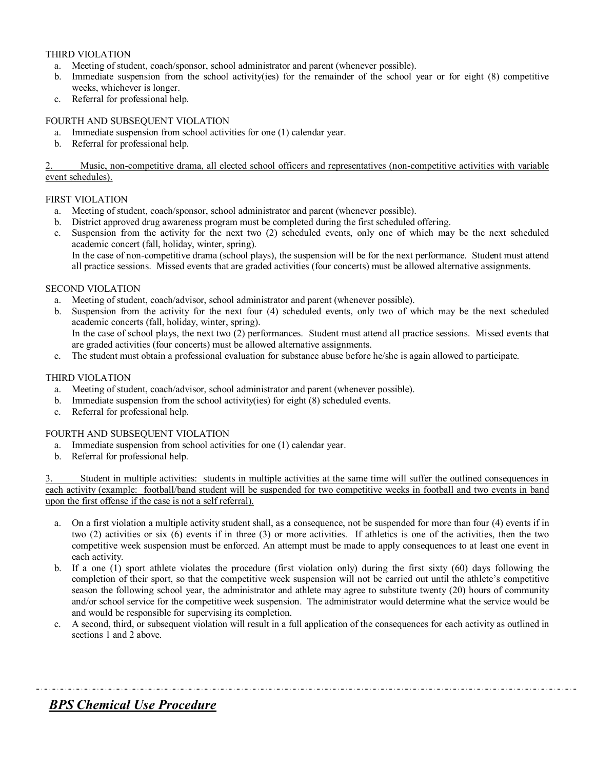THIRD VIOLATION

a. Meeting of student, coach/sponsor, school administrator and parent (whenever possible).
b. Immediate suspension from the school activity(ies) for the remainder of the school year or for eight (8) competitive weeks, whichever is longer.
c. Referral for professional help.

FOURTH AND SUBSEQUENT VIOLATION

a. Immediate suspension from school activities for one (1) calendar year.
b. Referral for professional help.

2. Music, non-competitive drama, all elected school officers and representatives (non-competitive activities with variable event schedules).

FIRST VIOLATION

a. Meeting of student, coach/sponsor, school administrator and parent (whenever possible).
b. District approved drug awareness program must be completed during the first scheduled offering.
c. Suspension from the activity for the next two (2) scheduled events, only one of which may be the next scheduled academic concert (fall, holiday, winter, spring).
   In the case of non-competitive drama (school plays), the suspension will be for the next performance. Student must attend all practice sessions. Missed events that are graded activities (four concerts) must be allowed alternative assignments.

SECOND VIOLATION

a. Meeting of student, coach/advisor, school administrator and parent (whenever possible).
b. Suspension from the activity for the next four (4) scheduled events, only two of which may be the next scheduled academic concerts (fall, holiday, winter, spring).
   In the case of school plays, the next two (2) performances. Student must attend all practice sessions. Missed events that are graded activities (four concerts) must be allowed alternative assignments.
c. The student must obtain a professional evaluation for substance abuse before he/she is again allowed to participate.

THIRD VIOLATION

a. Meeting of student, coach/advisor, school administrator and parent (whenever possible).
b. Immediate suspension from the school activity(ies) for eight (8) scheduled events.
c. Referral for professional help.

FOURTH AND SUBSEQUENT VIOLATION

a. Immediate suspension from school activities for one (1) calendar year.
b. Referral for professional help.

3. Student in multiple activities: students in multiple activities at the same time will suffer the outlined consequences in each activity (example: football/band student will be suspended for two competitive weeks in football and two events in band upon the first offense if the case is not a self referral).

a. On a first violation a multiple activity student shall, as a consequence, not be suspended for more than four (4) events if in two (2) activities or six (6) events if in three (3) or more activities. If athletics is one of the activities, then the two competitive week suspension must be enforced. An attempt must be made to apply consequences to at least one event in each activity.
b. If a one (1) sport athlete violates the procedure (first violation only) during the first sixty (60) days following the completion of their sport, so that the competitive week suspension will not be carried out until the athlete's competitive season the following school year, the administrator and athlete may agree to substitute twenty (20) hours of community and/or school service for the competitive week suspension. The administrator would determine what the service would be and would be responsible for supervising its completion.
c. A second, third, or subsequent violation will result in a full application of the consequences for each activity as outlined in sections 1 and 2 above.

***BPS Chemical Use Procedure***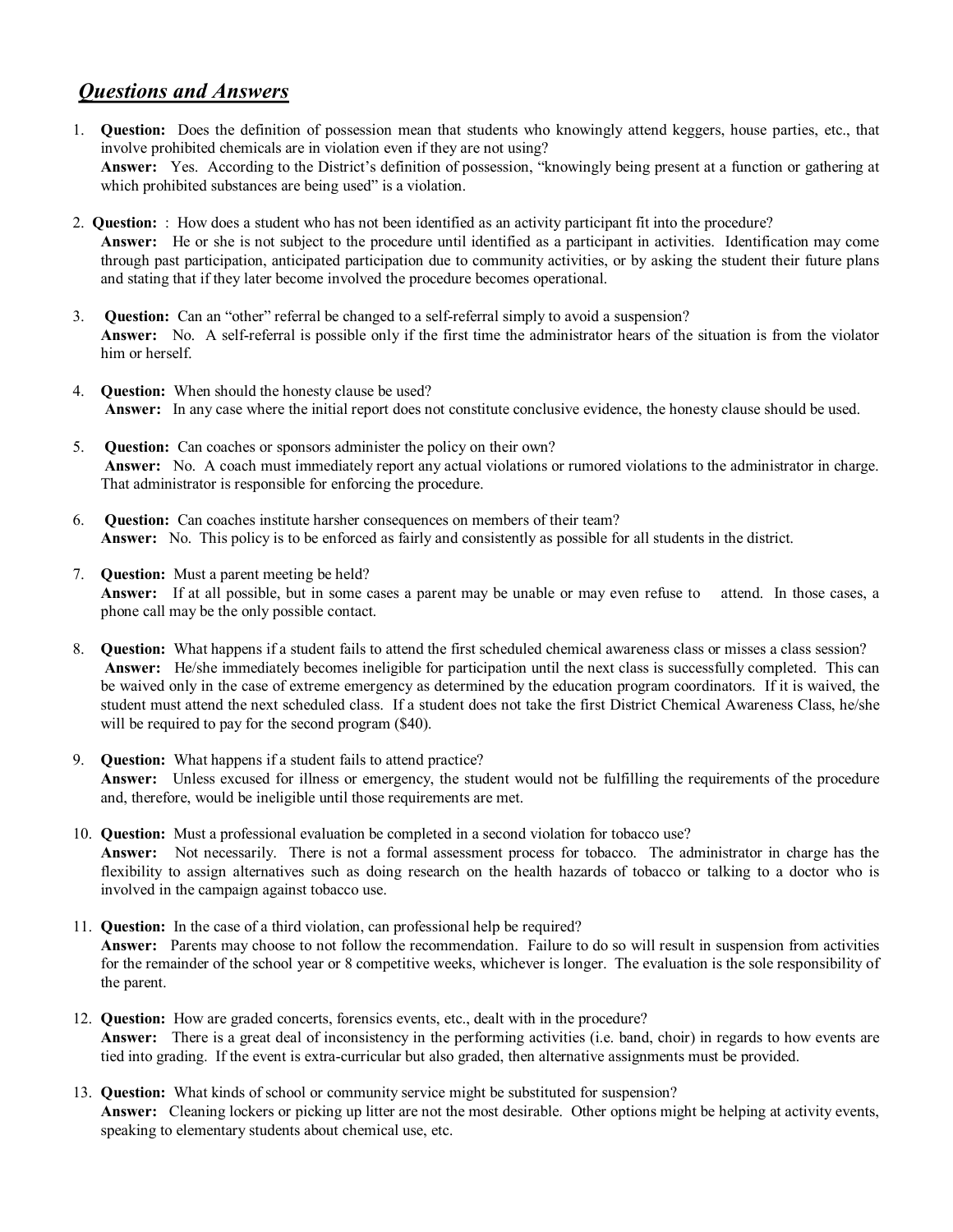## ***Questions and Answers***

1. **Question:** Does the definition of possession mean that students who knowingly attend keggers, house parties, etc., that involve prohibited chemicals are in violation even if they are not using?
   **Answer:** Yes. According to the District's definition of possession, "knowingly being present at a function or gathering at which prohibited substances are being used" is a violation.

2. **Question:** : How does a student who has not been identified as an activity participant fit into the procedure?
   **Answer:** He or she is not subject to the procedure until identified as a participant in activities. Identification may come through past participation, anticipated participation due to community activities, or by asking the student their future plans and stating that if they later become involved the procedure becomes operational.

3. **Question:** Can an "other" referral be changed to a self-referral simply to avoid a suspension?
   **Answer:** No. A self-referral is possible only if the first time the administrator hears of the situation is from the violator him or herself.

4. **Question:** When should the honesty clause be used?
   **Answer:** In any case where the initial report does not constitute conclusive evidence, the honesty clause should be used.

5. **Question:** Can coaches or sponsors administer the policy on their own?
   **Answer:** No. A coach must immediately report any actual violations or rumored violations to the administrator in charge. That administrator is responsible for enforcing the procedure.

6. **Question:** Can coaches institute harsher consequences on members of their team?
   **Answer:** No. This policy is to be enforced as fairly and consistently as possible for all students in the district.

7. **Question:** Must a parent meeting be held?
   **Answer:** If at all possible, but in some cases a parent may be unable or may even refuse to attend. In those cases, a phone call may be the only possible contact.

8. **Question:** What happens if a student fails to attend the first scheduled chemical awareness class or misses a class session?
   **Answer:** He/she immediately becomes ineligible for participation until the next class is successfully completed. This can be waived only in the case of extreme emergency as determined by the education program coordinators. If it is waived, the student must attend the next scheduled class. If a student does not take the first District Chemical Awareness Class, he/she will be required to pay for the second program ($40).

9. **Question:** What happens if a student fails to attend practice?
   **Answer:** Unless excused for illness or emergency, the student would not be fulfilling the requirements of the procedure and, therefore, would be ineligible until those requirements are met.

10. **Question:** Must a professional evaluation be completed in a second violation for tobacco use?
    **Answer:** Not necessarily. There is not a formal assessment process for tobacco. The administrator in charge has the flexibility to assign alternatives such as doing research on the health hazards of tobacco or talking to a doctor who is involved in the campaign against tobacco use.

11. **Question:** In the case of a third violation, can professional help be required?
    **Answer:** Parents may choose to not follow the recommendation. Failure to do so will result in suspension from activities for the remainder of the school year or 8 competitive weeks, whichever is longer. The evaluation is the sole responsibility of the parent.

12. **Question:** How are graded concerts, forensics events, etc., dealt with in the procedure?
    **Answer:** There is a great deal of inconsistency in the performing activities (i.e. band, choir) in regards to how events are tied into grading. If the event is extra-curricular but also graded, then alternative assignments must be provided.

13. **Question:** What kinds of school or community service might be substituted for suspension?
    **Answer:** Cleaning lockers or picking up litter are not the most desirable. Other options might be helping at activity events, speaking to elementary students about chemical use, etc.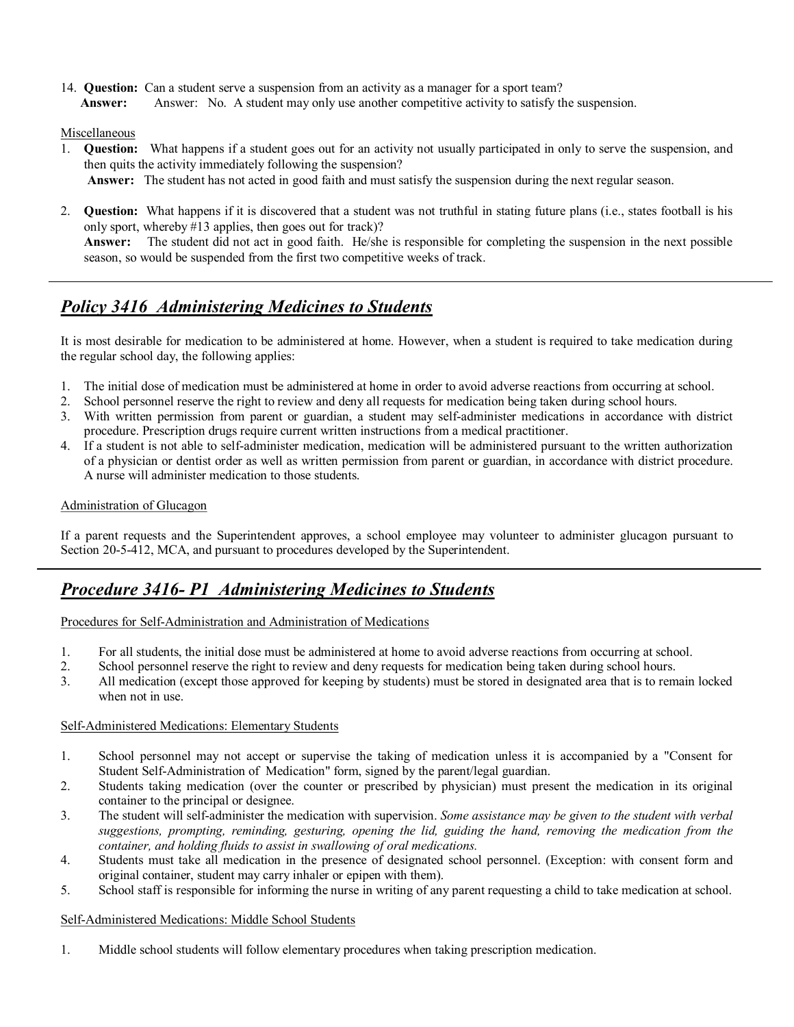14. **Question:** Can a student serve a suspension from an activity as a manager for a sport team?
    **Answer:** Answer: No. A student may only use another competitive activity to satisfy the suspension.

Miscellaneous

1. **Question:** What happens if a student goes out for an activity not usually participated in only to serve the suspension, and then quits the activity immediately following the suspension?
   **Answer:** The student has not acted in good faith and must satisfy the suspension during the next regular season.

2. **Question:** What happens if it is discovered that a student was not truthful in stating future plans (i.e., states football is his only sport, whereby #13 applies, then goes out for track)?
   **Answer:** The student did not act in good faith. He/she is responsible for completing the suspension in the next possible season, so would be suspended from the first two competitive weeks of track.

---

## *Policy 3416 Administering Medicines to Students*

It is most desirable for medication to be administered at home. However, when a student is required to take medication during the regular school day, the following applies:

1. The initial dose of medication must be administered at home in order to avoid adverse reactions from occurring at school.
2. School personnel reserve the right to review and deny all requests for medication being taken during school hours.
3. With written permission from parent or guardian, a student may self-administer medications in accordance with district procedure. Prescription drugs require current written instructions from a medical practitioner.
4. If a student is not able to self-administer medication, medication will be administered pursuant to the written authorization of a physician or dentist order as well as written permission from parent or guardian, in accordance with district procedure. A nurse will administer medication to those students.

Administration of Glucagon

If a parent requests and the Superintendent approves, a school employee may volunteer to administer glucagon pursuant to Section 20-5-412, MCA, and pursuant to procedures developed by the Superintendent.

---

## *Procedure 3416- P1 Administering Medicines to Students*

Procedures for Self-Administration and Administration of Medications

1. For all students, the initial dose must be administered at home to avoid adverse reactions from occurring at school.
2. School personnel reserve the right to review and deny requests for medication being taken during school hours.
3. All medication (except those approved for keeping by students) must be stored in designated area that is to remain locked when not in use.

Self-Administered Medications: Elementary Students

1. School personnel may not accept or supervise the taking of medication unless it is accompanied by a "Consent for Student Self-Administration of Medication" form, signed by the parent/legal guardian.
2. Students taking medication (over the counter or prescribed by physician) must present the medication in its original container to the principal or designee.
3. The student will self-administer the medication with supervision. *Some assistance may be given to the student with verbal suggestions, prompting, reminding, gesturing, opening the lid, guiding the hand, removing the medication from the container, and holding fluids to assist in swallowing of oral medications.*
4. Students must take all medication in the presence of designated school personnel. (Exception: with consent form and original container, student may carry inhaler or epipen with them).
5. School staff is responsible for informing the nurse in writing of any parent requesting a child to take medication at school.

Self-Administered Medications: Middle School Students

1. Middle school students will follow elementary procedures when taking prescription medication.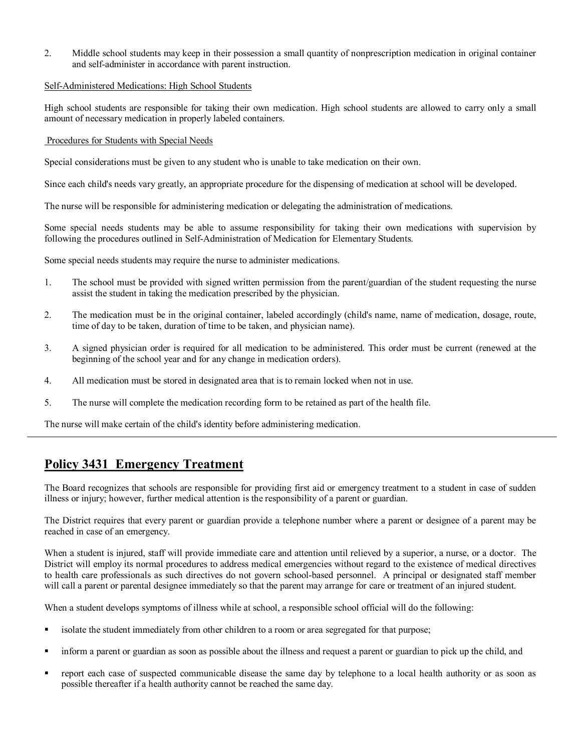2. Middle school students may keep in their possession a small quantity of nonprescription medication in original container and self-administer in accordance with parent instruction.

Self-Administered Medications: High School Students

High school students are responsible for taking their own medication. High school students are allowed to carry only a small amount of necessary medication in properly labeled containers.

Procedures for Students with Special Needs

Special considerations must be given to any student who is unable to take medication on their own.

Since each child's needs vary greatly, an appropriate procedure for the dispensing of medication at school will be developed.

The nurse will be responsible for administering medication or delegating the administration of medications.

Some special needs students may be able to assume responsibility for taking their own medications with supervision by following the procedures outlined in Self-Administration of Medication for Elementary Students.

Some special needs students may require the nurse to administer medications.

1. The school must be provided with signed written permission from the parent/guardian of the student requesting the nurse assist the student in taking the medication prescribed by the physician.

2. The medication must be in the original container, labeled accordingly (child's name, name of medication, dosage, route, time of day to be taken, duration of time to be taken, and physician name).

3. A signed physician order is required for all medication to be administered. This order must be current (renewed at the beginning of the school year and for any change in medication orders).

4. All medication must be stored in designated area that is to remain locked when not in use.

5. The nurse will complete the medication recording form to be retained as part of the health file.

The nurse will make certain of the child's identity before administering medication.

---

## Policy 3431 Emergency Treatment

The Board recognizes that schools are responsible for providing first aid or emergency treatment to a student in case of sudden illness or injury; however, further medical attention is the responsibility of a parent or guardian.

The District requires that every parent or guardian provide a telephone number where a parent or designee of a parent may be reached in case of an emergency.

When a student is injured, staff will provide immediate care and attention until relieved by a superior, a nurse, or a doctor. The District will employ its normal procedures to address medical emergencies without regard to the existence of medical directives to health care professionals as such directives do not govern school-based personnel. A principal or designated staff member will call a parent or parental designee immediately so that the parent may arrange for care or treatment of an injured student.

When a student develops symptoms of illness while at school, a responsible school official will do the following:

- isolate the student immediately from other children to a room or area segregated for that purpose;
- inform a parent or guardian as soon as possible about the illness and request a parent or guardian to pick up the child, and
- report each case of suspected communicable disease the same day by telephone to a local health authority or as soon as possible thereafter if a health authority cannot be reached the same day.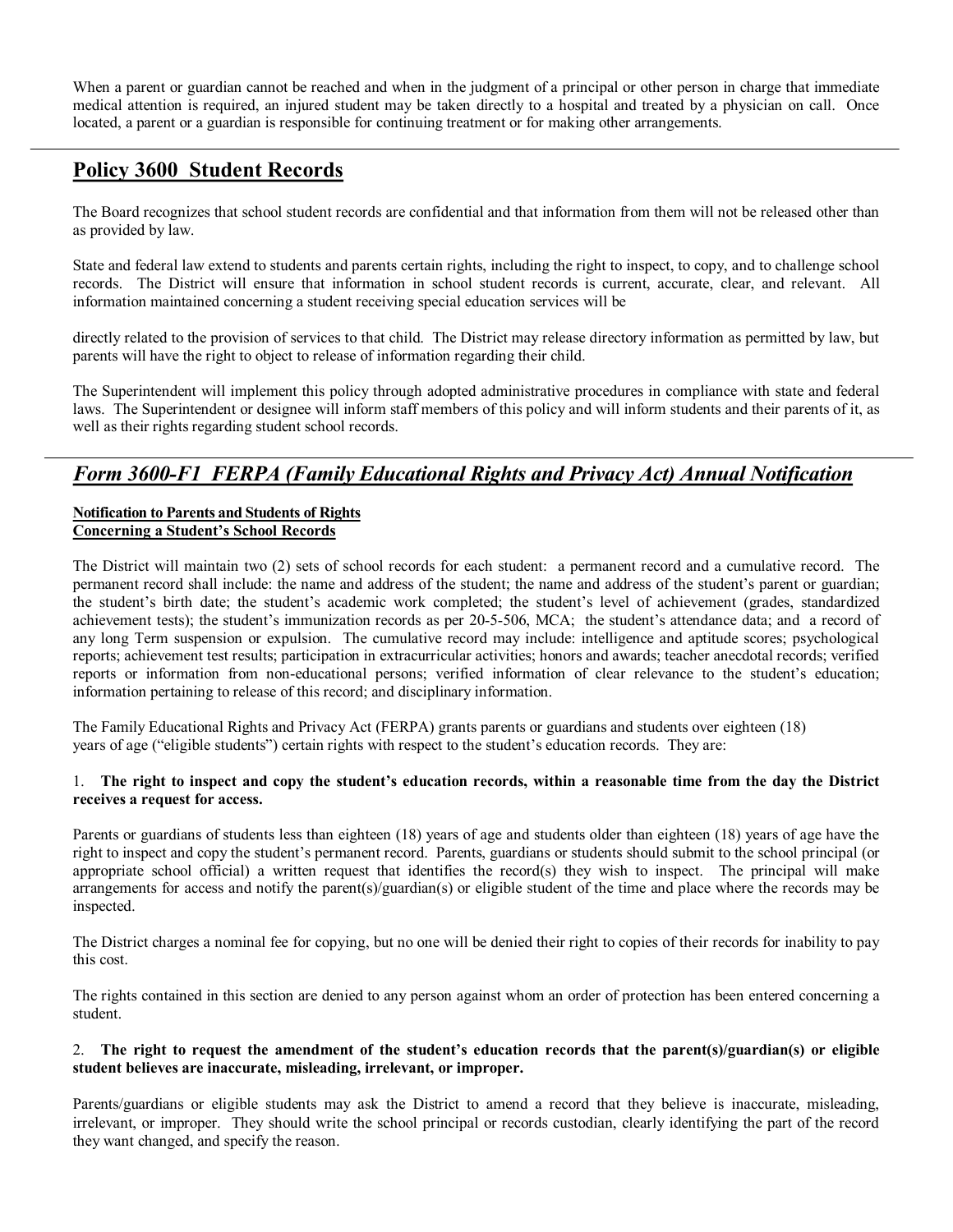When a parent or guardian cannot be reached and when in the judgment of a principal or other person in charge that immediate medical attention is required, an injured student may be taken directly to a hospital and treated by a physician on call. Once located, a parent or a guardian is responsible for continuing treatment or for making other arrangements.

---

## Policy 3600 Student Records

The Board recognizes that school student records are confidential and that information from them will not be released other than as provided by law.

State and federal law extend to students and parents certain rights, including the right to inspect, to copy, and to challenge school records. The District will ensure that information in school student records is current, accurate, clear, and relevant. All information maintained concerning a student receiving special education services will be

directly related to the provision of services to that child. The District may release directory information as permitted by law, but parents will have the right to object to release of information regarding their child.

The Superintendent will implement this policy through adopted administrative procedures in compliance with state and federal laws. The Superintendent or designee will inform staff members of this policy and will inform students and their parents of it, as well as their rights regarding student school records.

---

## *Form 3600-F1 FERPA (Family Educational Rights and Privacy Act) Annual Notification*

**Notification to Parents and Students of Rights**
**Concerning a Student's School Records**

The District will maintain two (2) sets of school records for each student: a permanent record and a cumulative record. The permanent record shall include: the name and address of the student; the name and address of the student's parent or guardian; the student's birth date; the student's academic work completed; the student's level of achievement (grades, standardized achievement tests); the student's immunization records as per 20-5-506, MCA; the student's attendance data; and a record of any long Term suspension or expulsion. The cumulative record may include: intelligence and aptitude scores; psychological reports; achievement test results; participation in extracurricular activities; honors and awards; teacher anecdotal records; verified reports or information from non-educational persons; verified information of clear relevance to the student's education; information pertaining to release of this record; and disciplinary information.

The Family Educational Rights and Privacy Act (FERPA) grants parents or guardians and students over eighteen (18) years of age ("eligible students") certain rights with respect to the student's education records. They are:

1. **The right to inspect and copy the student's education records, within a reasonable time from the day the District receives a request for access.**

Parents or guardians of students less than eighteen (18) years of age and students older than eighteen (18) years of age have the right to inspect and copy the student's permanent record. Parents, guardians or students should submit to the school principal (or appropriate school official) a written request that identifies the record(s) they wish to inspect. The principal will make arrangements for access and notify the parent(s)/guardian(s) or eligible student of the time and place where the records may be inspected.

The District charges a nominal fee for copying, but no one will be denied their right to copies of their records for inability to pay this cost.

The rights contained in this section are denied to any person against whom an order of protection has been entered concerning a student.

2. **The right to request the amendment of the student's education records that the parent(s)/guardian(s) or eligible student believes are inaccurate, misleading, irrelevant, or improper.**

Parents/guardians or eligible students may ask the District to amend a record that they believe is inaccurate, misleading, irrelevant, or improper. They should write the school principal or records custodian, clearly identifying the part of the record they want changed, and specify the reason.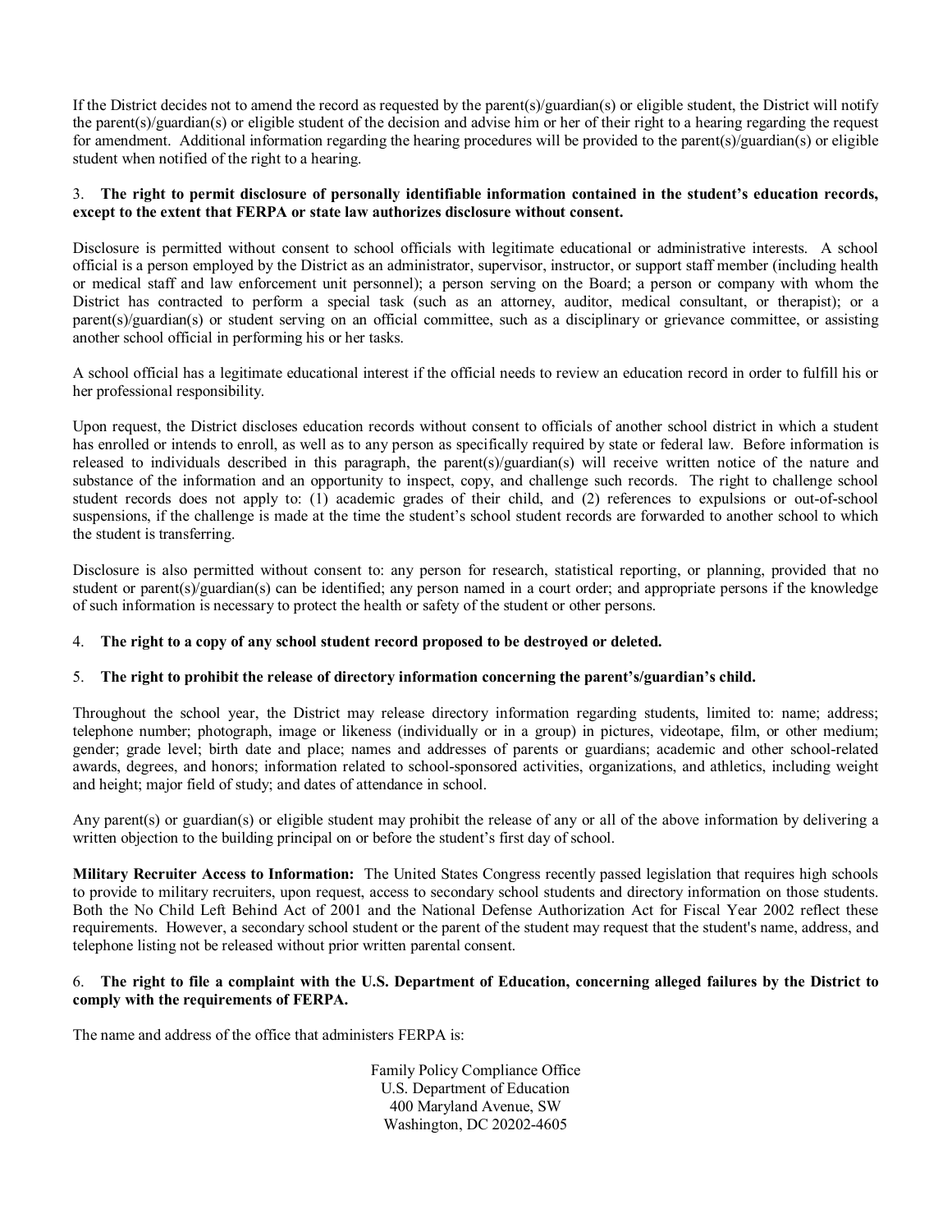If the District decides not to amend the record as requested by the parent(s)/guardian(s) or eligible student, the District will notify the parent(s)/guardian(s) or eligible student of the decision and advise him or her of their right to a hearing regarding the request for amendment. Additional information regarding the hearing procedures will be provided to the parent(s)/guardian(s) or eligible student when notified of the right to a hearing.

3. **The right to permit disclosure of personally identifiable information contained in the student's education records, except to the extent that FERPA or state law authorizes disclosure without consent.**

Disclosure is permitted without consent to school officials with legitimate educational or administrative interests. A school official is a person employed by the District as an administrator, supervisor, instructor, or support staff member (including health or medical staff and law enforcement unit personnel); a person serving on the Board; a person or company with whom the District has contracted to perform a special task (such as an attorney, auditor, medical consultant, or therapist); or a parent(s)/guardian(s) or student serving on an official committee, such as a disciplinary or grievance committee, or assisting another school official in performing his or her tasks.

A school official has a legitimate educational interest if the official needs to review an education record in order to fulfill his or her professional responsibility.

Upon request, the District discloses education records without consent to officials of another school district in which a student has enrolled or intends to enroll, as well as to any person as specifically required by state or federal law. Before information is released to individuals described in this paragraph, the parent(s)/guardian(s) will receive written notice of the nature and substance of the information and an opportunity to inspect, copy, and challenge such records. The right to challenge school student records does not apply to: (1) academic grades of their child, and (2) references to expulsions or out-of-school suspensions, if the challenge is made at the time the student's school student records are forwarded to another school to which the student is transferring.

Disclosure is also permitted without consent to: any person for research, statistical reporting, or planning, provided that no student or parent(s)/guardian(s) can be identified; any person named in a court order; and appropriate persons if the knowledge of such information is necessary to protect the health or safety of the student or other persons.

4. **The right to a copy of any school student record proposed to be destroyed or deleted.**

5. **The right to prohibit the release of directory information concerning the parent's/guardian's child.**

Throughout the school year, the District may release directory information regarding students, limited to: name; address; telephone number; photograph, image or likeness (individually or in a group) in pictures, videotape, film, or other medium; gender; grade level; birth date and place; names and addresses of parents or guardians; academic and other school-related awards, degrees, and honors; information related to school-sponsored activities, organizations, and athletics, including weight and height; major field of study; and dates of attendance in school.

Any parent(s) or guardian(s) or eligible student may prohibit the release of any or all of the above information by delivering a written objection to the building principal on or before the student's first day of school.

**Military Recruiter Access to Information:** The United States Congress recently passed legislation that requires high schools to provide to military recruiters, upon request, access to secondary school students and directory information on those students. Both the No Child Left Behind Act of 2001 and the National Defense Authorization Act for Fiscal Year 2002 reflect these requirements. However, a secondary school student or the parent of the student may request that the student's name, address, and telephone listing not be released without prior written parental consent.

6. **The right to file a complaint with the U.S. Department of Education, concerning alleged failures by the District to comply with the requirements of FERPA.**

The name and address of the office that administers FERPA is:

Family Policy Compliance Office
U.S. Department of Education
400 Maryland Avenue, SW
Washington, DC 20202-4605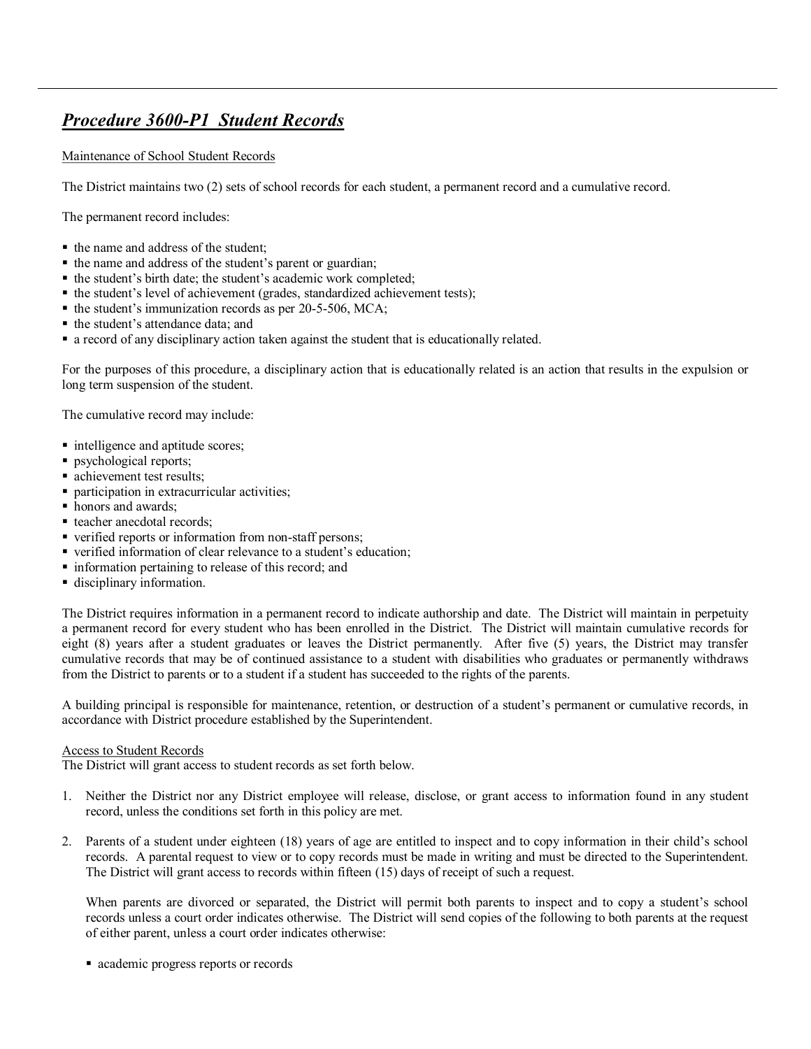## ***Procedure 3600-P1  Student Records***

Maintenance of School Student Records

The District maintains two (2) sets of school records for each student, a permanent record and a cumulative record.

The permanent record includes:

- the name and address of the student;
- the name and address of the student's parent or guardian;
- the student's birth date; the student's academic work completed;
- the student's level of achievement (grades, standardized achievement tests);
- the student's immunization records as per 20-5-506, MCA;
- the student's attendance data; and
- a record of any disciplinary action taken against the student that is educationally related.

For the purposes of this procedure, a disciplinary action that is educationally related is an action that results in the expulsion or long term suspension of the student.

The cumulative record may include:

- intelligence and aptitude scores;
- psychological reports;
- achievement test results;
- participation in extracurricular activities;
- honors and awards;
- teacher anecdotal records;
- verified reports or information from non-staff persons;
- verified information of clear relevance to a student's education;
- information pertaining to release of this record; and
- disciplinary information.

The District requires information in a permanent record to indicate authorship and date. The District will maintain in perpetuity a permanent record for every student who has been enrolled in the District. The District will maintain cumulative records for eight (8) years after a student graduates or leaves the District permanently. After five (5) years, the District may transfer cumulative records that may be of continued assistance to a student with disabilities who graduates or permanently withdraws from the District to parents or to a student if a student has succeeded to the rights of the parents.

A building principal is responsible for maintenance, retention, or destruction of a student's permanent or cumulative records, in accordance with District procedure established by the Superintendent.

Access to Student Records

The District will grant access to student records as set forth below.

1. Neither the District nor any District employee will release, disclose, or grant access to information found in any student record, unless the conditions set forth in this policy are met.

2. Parents of a student under eighteen (18) years of age are entitled to inspect and to copy information in their child's school records. A parental request to view or to copy records must be made in writing and must be directed to the Superintendent. The District will grant access to records within fifteen (15) days of receipt of such a request.

   When parents are divorced or separated, the District will permit both parents to inspect and to copy a student's school records unless a court order indicates otherwise. The District will send copies of the following to both parents at the request of either parent, unless a court order indicates otherwise:

   - academic progress reports or records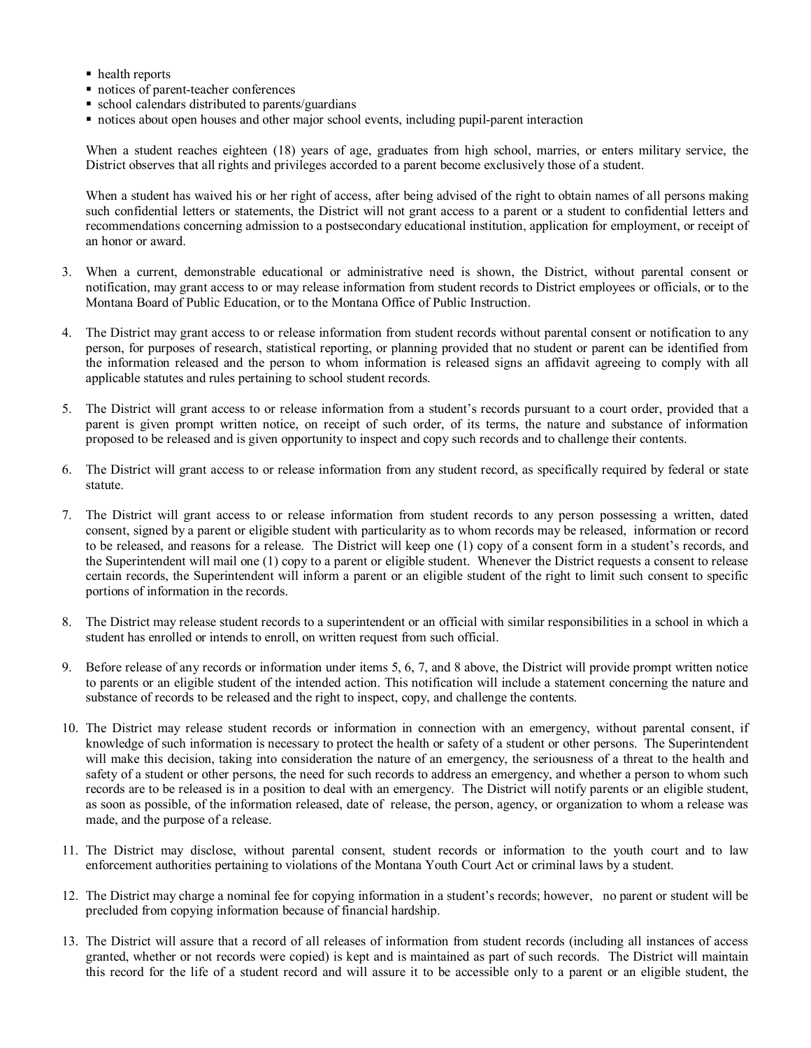- health reports
- notices of parent-teacher conferences
- school calendars distributed to parents/guardians
- notices about open houses and other major school events, including pupil-parent interaction

When a student reaches eighteen (18) years of age, graduates from high school, marries, or enters military service, the District observes that all rights and privileges accorded to a parent become exclusively those of a student.

When a student has waived his or her right of access, after being advised of the right to obtain names of all persons making such confidential letters or statements, the District will not grant access to a parent or a student to confidential letters and recommendations concerning admission to a postsecondary educational institution, application for employment, or receipt of an honor or award.

3. When a current, demonstrable educational or administrative need is shown, the District, without parental consent or notification, may grant access to or may release information from student records to District employees or officials, or to the Montana Board of Public Education, or to the Montana Office of Public Instruction.

4. The District may grant access to or release information from student records without parental consent or notification to any person, for purposes of research, statistical reporting, or planning provided that no student or parent can be identified from the information released and the person to whom information is released signs an affidavit agreeing to comply with all applicable statutes and rules pertaining to school student records.

5. The District will grant access to or release information from a student's records pursuant to a court order, provided that a parent is given prompt written notice, on receipt of such order, of its terms, the nature and substance of information proposed to be released and is given opportunity to inspect and copy such records and to challenge their contents.

6. The District will grant access to or release information from any student record, as specifically required by federal or state statute.

7. The District will grant access to or release information from student records to any person possessing a written, dated consent, signed by a parent or eligible student with particularity as to whom records may be released, information or record to be released, and reasons for a release. The District will keep one (1) copy of a consent form in a student's records, and the Superintendent will mail one (1) copy to a parent or eligible student. Whenever the District requests a consent to release certain records, the Superintendent will inform a parent or an eligible student of the right to limit such consent to specific portions of information in the records.

8. The District may release student records to a superintendent or an official with similar responsibilities in a school in which a student has enrolled or intends to enroll, on written request from such official.

9. Before release of any records or information under items 5, 6, 7, and 8 above, the District will provide prompt written notice to parents or an eligible student of the intended action. This notification will include a statement concerning the nature and substance of records to be released and the right to inspect, copy, and challenge the contents.

10. The District may release student records or information in connection with an emergency, without parental consent, if knowledge of such information is necessary to protect the health or safety of a student or other persons. The Superintendent will make this decision, taking into consideration the nature of an emergency, the seriousness of a threat to the health and safety of a student or other persons, the need for such records to address an emergency, and whether a person to whom such records are to be released is in a position to deal with an emergency. The District will notify parents or an eligible student, as soon as possible, of the information released, date of release, the person, agency, or organization to whom a release was made, and the purpose of a release.

11. The District may disclose, without parental consent, student records or information to the youth court and to law enforcement authorities pertaining to violations of the Montana Youth Court Act or criminal laws by a student.

12. The District may charge a nominal fee for copying information in a student's records; however, no parent or student will be precluded from copying information because of financial hardship.

13. The District will assure that a record of all releases of information from student records (including all instances of access granted, whether or not records were copied) is kept and is maintained as part of such records. The District will maintain this record for the life of a student record and will assure it to be accessible only to a parent or an eligible student, the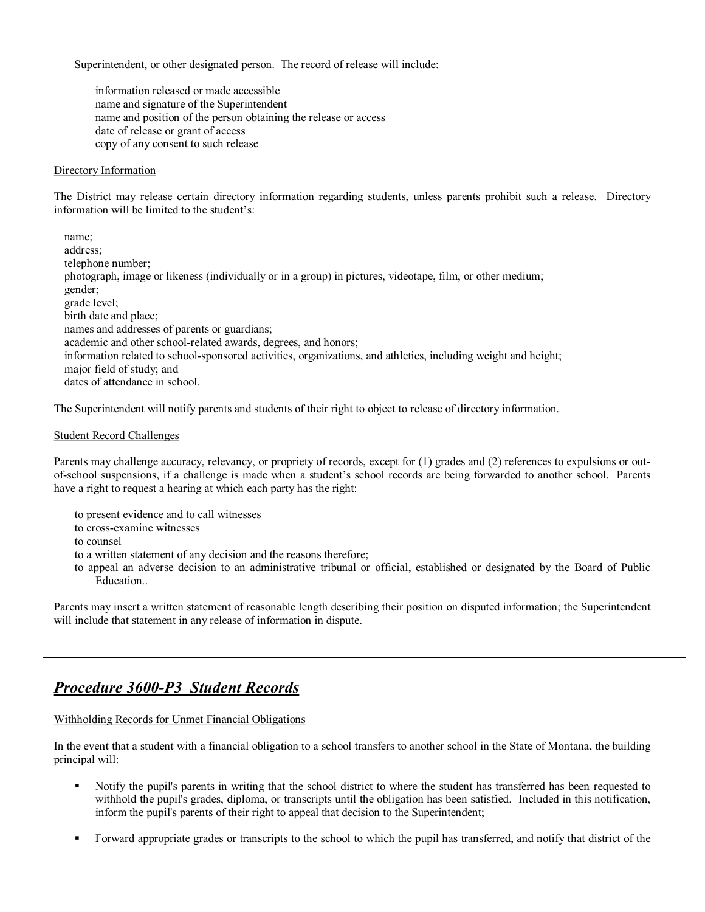Superintendent, or other designated person. The record of release will include:

information released or made accessible
name and signature of the Superintendent
name and position of the person obtaining the release or access
date of release or grant of access
copy of any consent to such release

Directory Information

The District may release certain directory information regarding students, unless parents prohibit such a release. Directory information will be limited to the student's:

name;
address;
telephone number;
photograph, image or likeness (individually or in a group) in pictures, videotape, film, or other medium;
gender;
grade level;
birth date and place;
names and addresses of parents or guardians;
academic and other school-related awards, degrees, and honors;
information related to school-sponsored activities, organizations, and athletics, including weight and height;
major field of study; and
dates of attendance in school.

The Superintendent will notify parents and students of their right to object to release of directory information.

Student Record Challenges

Parents may challenge accuracy, relevancy, or propriety of records, except for (1) grades and (2) references to expulsions or out-of-school suspensions, if a challenge is made when a student's school records are being forwarded to another school. Parents have a right to request a hearing at which each party has the right:

to present evidence and to call witnesses
to cross-examine witnesses
to counsel
to a written statement of any decision and the reasons therefore;
to appeal an adverse decision to an administrative tribunal or official, established or designated by the Board of Public Education..

Parents may insert a written statement of reasonable length describing their position on disputed information; the Superintendent will include that statement in any release of information in dispute.

---

## ***Procedure 3600-P3 Student Records***

Withholding Records for Unmet Financial Obligations

In the event that a student with a financial obligation to a school transfers to another school in the State of Montana, the building principal will:

- Notify the pupil's parents in writing that the school district to where the student has transferred has been requested to withhold the pupil's grades, diploma, or transcripts until the obligation has been satisfied. Included in this notification, inform the pupil's parents of their right to appeal that decision to the Superintendent;

- Forward appropriate grades or transcripts to the school to which the pupil has transferred, and notify that district of the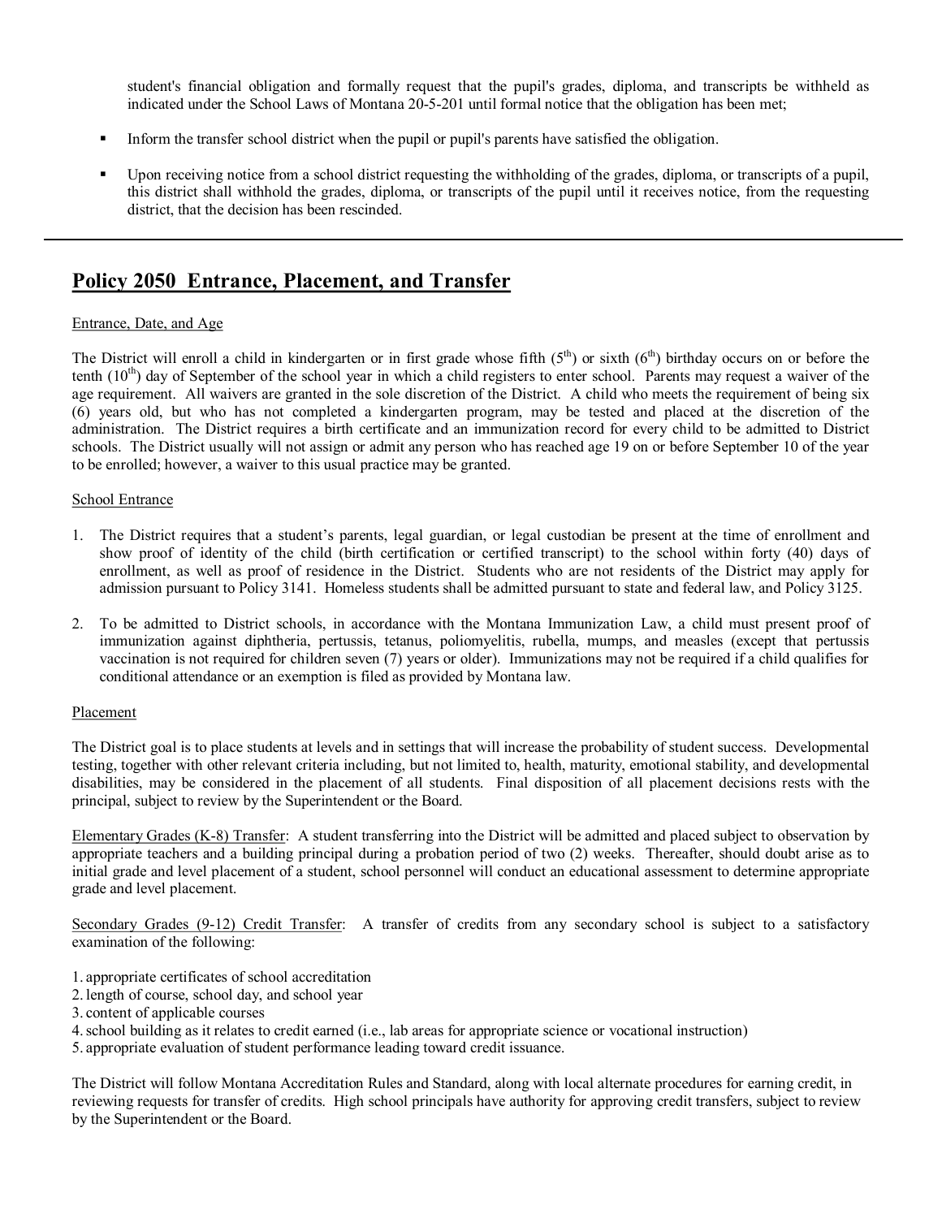student's financial obligation and formally request that the pupil's grades, diploma, and transcripts be withheld as indicated under the School Laws of Montana 20-5-201 until formal notice that the obligation has been met;

- Inform the transfer school district when the pupil or pupil's parents have satisfied the obligation.
- Upon receiving notice from a school district requesting the withholding of the grades, diploma, or transcripts of a pupil, this district shall withhold the grades, diploma, or transcripts of the pupil until it receives notice, from the requesting district, that the decision has been rescinded.

---

## Policy 2050 Entrance, Placement, and Transfer

Entrance, Date, and Age

The District will enroll a child in kindergarten or in first grade whose fifth (5th) or sixth (6th) birthday occurs on or before the tenth (10th) day of September of the school year in which a child registers to enter school. Parents may request a waiver of the age requirement. All waivers are granted in the sole discretion of the District. A child who meets the requirement of being six (6) years old, but who has not completed a kindergarten program, may be tested and placed at the discretion of the administration. The District requires a birth certificate and an immunization record for every child to be admitted to District schools. The District usually will not assign or admit any person who has reached age 19 on or before September 10 of the year to be enrolled; however, a waiver to this usual practice may be granted.

School Entrance

1. The District requires that a student's parents, legal guardian, or legal custodian be present at the time of enrollment and show proof of identity of the child (birth certification or certified transcript) to the school within forty (40) days of enrollment, as well as proof of residence in the District. Students who are not residents of the District may apply for admission pursuant to Policy 3141. Homeless students shall be admitted pursuant to state and federal law, and Policy 3125.

2. To be admitted to District schools, in accordance with the Montana Immunization Law, a child must present proof of immunization against diphtheria, pertussis, tetanus, poliomyelitis, rubella, mumps, and measles (except that pertussis vaccination is not required for children seven (7) years or older). Immunizations may not be required if a child qualifies for conditional attendance or an exemption is filed as provided by Montana law.

Placement

The District goal is to place students at levels and in settings that will increase the probability of student success. Developmental testing, together with other relevant criteria including, but not limited to, health, maturity, emotional stability, and developmental disabilities, may be considered in the placement of all students. Final disposition of all placement decisions rests with the principal, subject to review by the Superintendent or the Board.

Elementary Grades (K-8) Transfer: A student transferring into the District will be admitted and placed subject to observation by appropriate teachers and a building principal during a probation period of two (2) weeks. Thereafter, should doubt arise as to initial grade and level placement of a student, school personnel will conduct an educational assessment to determine appropriate grade and level placement.

Secondary Grades (9-12) Credit Transfer: A transfer of credits from any secondary school is subject to a satisfactory examination of the following:

1. appropriate certificates of school accreditation
2. length of course, school day, and school year
3. content of applicable courses
4. school building as it relates to credit earned (i.e., lab areas for appropriate science or vocational instruction)
5. appropriate evaluation of student performance leading toward credit issuance.

The District will follow Montana Accreditation Rules and Standard, along with local alternate procedures for earning credit, in reviewing requests for transfer of credits. High school principals have authority for approving credit transfers, subject to review by the Superintendent or the Board.